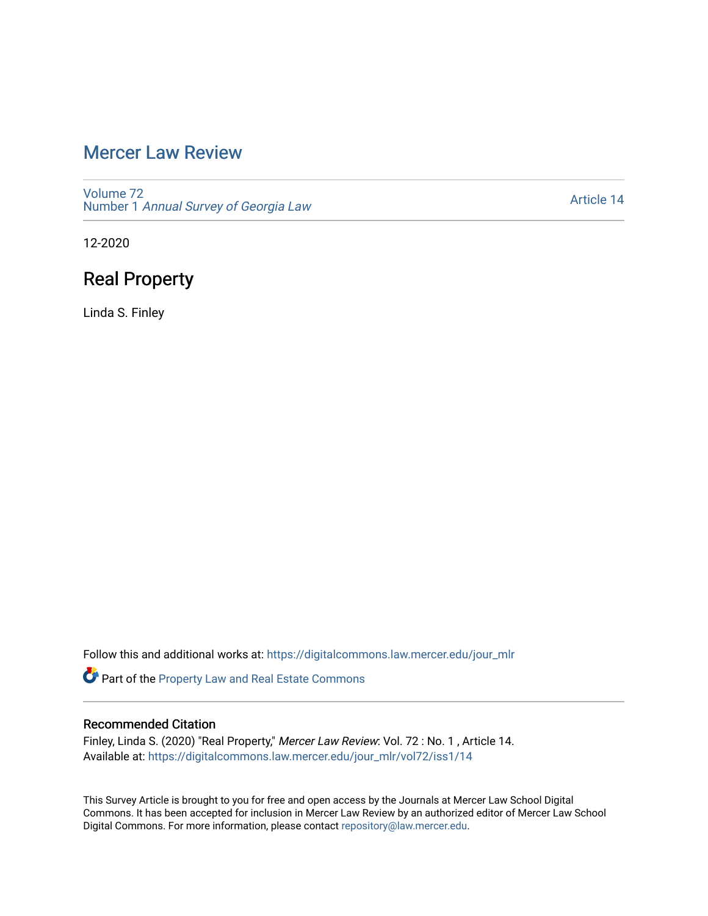# Mercer Law Review

Volume 72
Number 1 *Annual Survey of Georgia Law*

Article 14

12-2020

## Real Property

Linda S. Finley

Follow this and additional works at: https://digitalcommons.law.mercer.edu/jour_mlr

Part of the Property Law and Real Estate Commons

### Recommended Citation

Finley, Linda S. (2020) "Real Property," *Mercer Law Review*: Vol. 72 : No. 1 , Article 14.
Available at: https://digitalcommons.law.mercer.edu/jour_mlr/vol72/iss1/14

This Survey Article is brought to you for free and open access by the Journals at Mercer Law School Digital Commons. It has been accepted for inclusion in Mercer Law Review by an authorized editor of Mercer Law School Digital Commons. For more information, please contact repository@law.mercer.edu.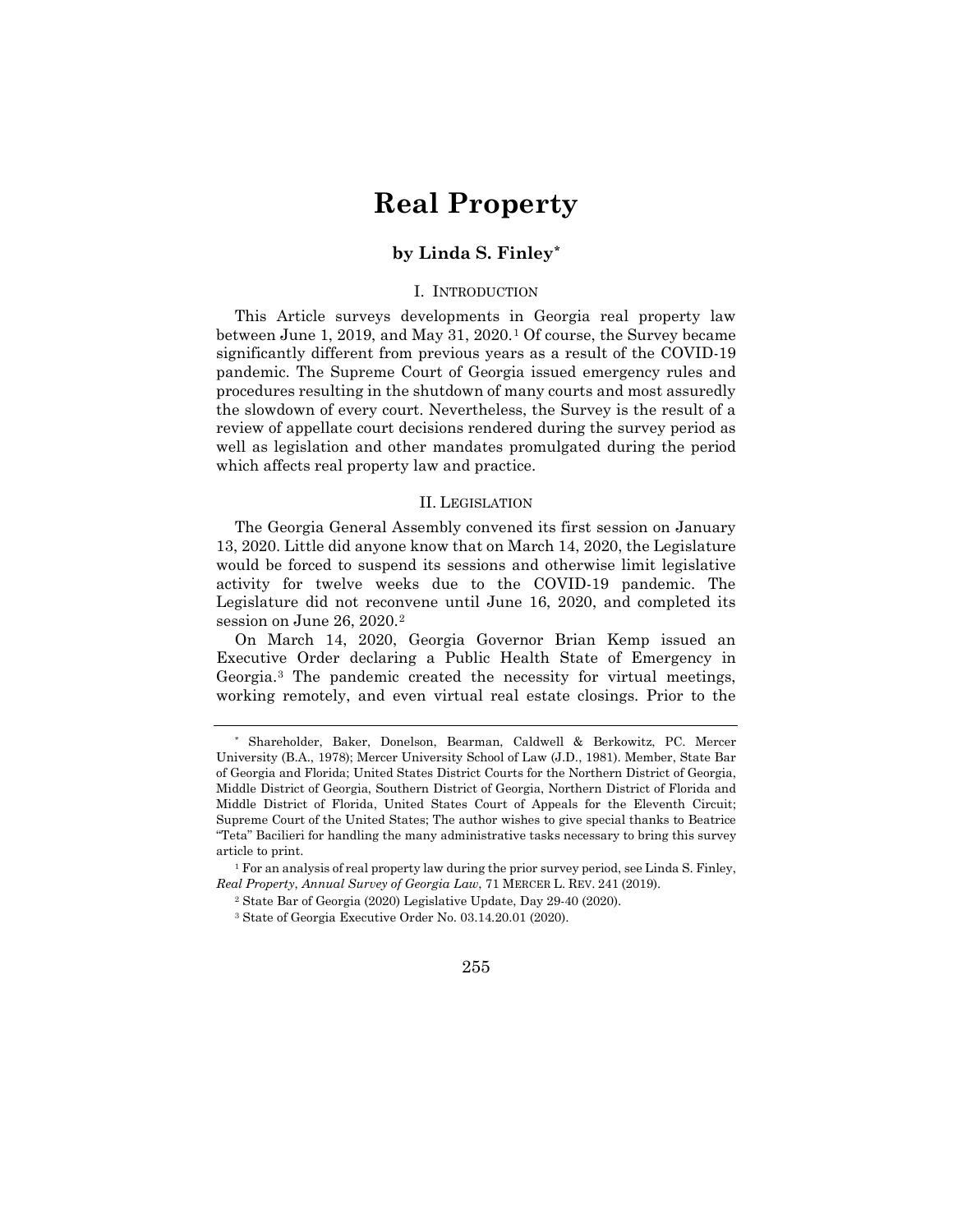# Real Property

**by Linda S. Finley***

## I. Introduction

This Article surveys developments in Georgia real property law between June 1, 2019, and May 31, 2020.[1] Of course, the Survey became significantly different from previous years as a result of the COVID-19 pandemic. The Supreme Court of Georgia issued emergency rules and procedures resulting in the shutdown of many courts and most assuredly the slowdown of every court. Nevertheless, the Survey is the result of a review of appellate court decisions rendered during the survey period as well as legislation and other mandates promulgated during the period which affects real property law and practice.

## II. Legislation

The Georgia General Assembly convened its first session on January 13, 2020. Little did anyone know that on March 14, 2020, the Legislature would be forced to suspend its sessions and otherwise limit legislative activity for twelve weeks due to the COVID-19 pandemic. The Legislature did not reconvene until June 16, 2020, and completed its session on June 26, 2020.[2]

On March 14, 2020, Georgia Governor Brian Kemp issued an Executive Order declaring a Public Health State of Emergency in Georgia.[3] The pandemic created the necessity for virtual meetings, working remotely, and even virtual real estate closings. Prior to the

---

\* Shareholder, Baker, Donelson, Bearman, Caldwell & Berkowitz, PC. Mercer University (B.A., 1978); Mercer University School of Law (J.D., 1981). Member, State Bar of Georgia and Florida; United States District Courts for the Northern District of Georgia, Middle District of Georgia, Southern District of Georgia, Northern District of Florida and Middle District of Florida, United States Court of Appeals for the Eleventh Circuit; Supreme Court of the United States; The author wishes to give special thanks to Beatrice "Teta" Bacilieri for handling the many administrative tasks necessary to bring this survey article to print.

[1] For an analysis of real property law during the prior survey period, see Linda S. Finley, *Real Property*, *Annual Survey of Georgia Law*, 71 MERCER L. REV. 241 (2019).

[2] State Bar of Georgia (2020) Legislative Update, Day 29-40 (2020).

[3] State of Georgia Executive Order No. 03.14.20.01 (2020).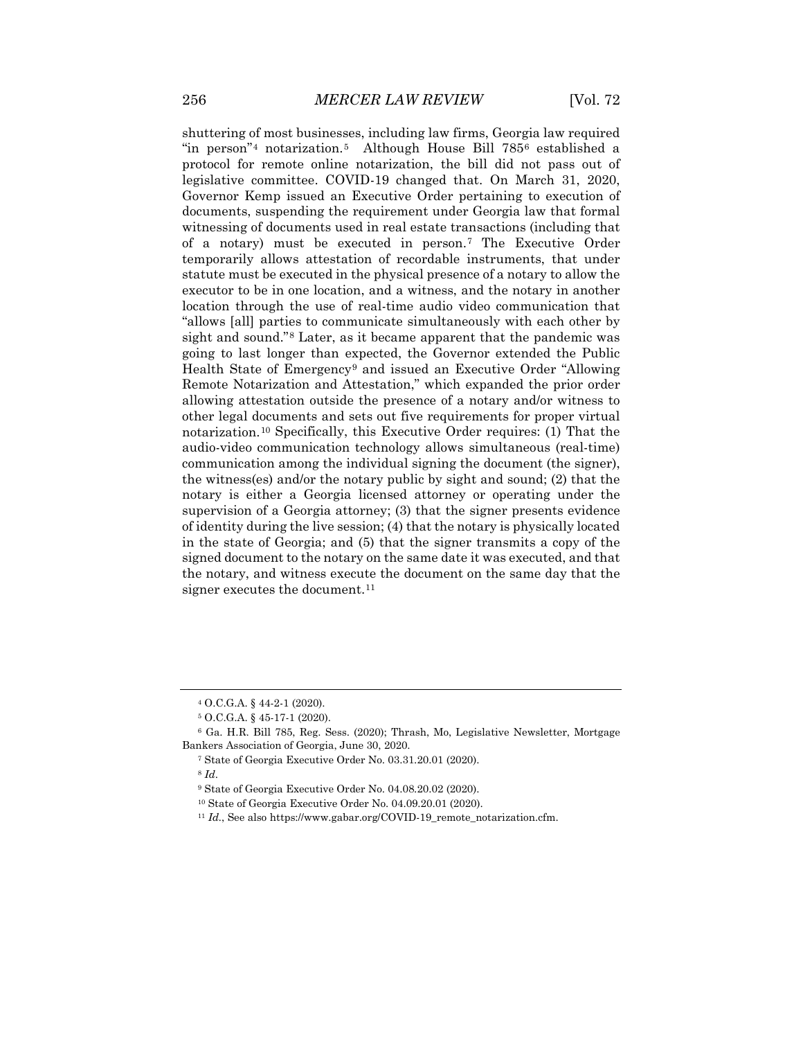shuttering of most businesses, including law firms, Georgia law required "in person"[4] notarization.[5] Although House Bill 785[6] established a protocol for remote online notarization, the bill did not pass out of legislative committee. COVID-19 changed that. On March 31, 2020, Governor Kemp issued an Executive Order pertaining to execution of documents, suspending the requirement under Georgia law that formal witnessing of documents used in real estate transactions (including that of a notary) must be executed in person.[7] The Executive Order temporarily allows attestation of recordable instruments, that under statute must be executed in the physical presence of a notary to allow the executor to be in one location, and a witness, and the notary in another location through the use of real-time audio video communication that "allows [all] parties to communicate simultaneously with each other by sight and sound."[8] Later, as it became apparent that the pandemic was going to last longer than expected, the Governor extended the Public Health State of Emergency[9] and issued an Executive Order "Allowing Remote Notarization and Attestation," which expanded the prior order allowing attestation outside the presence of a notary and/or witness to other legal documents and sets out five requirements for proper virtual notarization.[10] Specifically, this Executive Order requires: (1) That the audio-video communication technology allows simultaneous (real-time) communication among the individual signing the document (the signer), the witness(es) and/or the notary public by sight and sound; (2) that the notary is either a Georgia licensed attorney or operating under the supervision of a Georgia attorney; (3) that the signer presents evidence of identity during the live session; (4) that the notary is physically located in the state of Georgia; and (5) that the signer transmits a copy of the signed document to the notary on the same date it was executed, and that the notary, and witness execute the document on the same day that the signer executes the document.[11]

---

[4] O.C.G.A. § 44-2-1 (2020).

[5] O.C.G.A. § 45-17-1 (2020).

[6] Ga. H.R. Bill 785, Reg. Sess. (2020); Thrash, Mo, Legislative Newsletter, Mortgage Bankers Association of Georgia, June 30, 2020.

[7] State of Georgia Executive Order No. 03.31.20.01 (2020).

[8] *Id*.

[9] State of Georgia Executive Order No. 04.08.20.02 (2020).

[10] State of Georgia Executive Order No. 04.09.20.01 (2020).

[11] *Id.*, See also https://www.gabar.org/COVID-19_remote_notarization.cfm.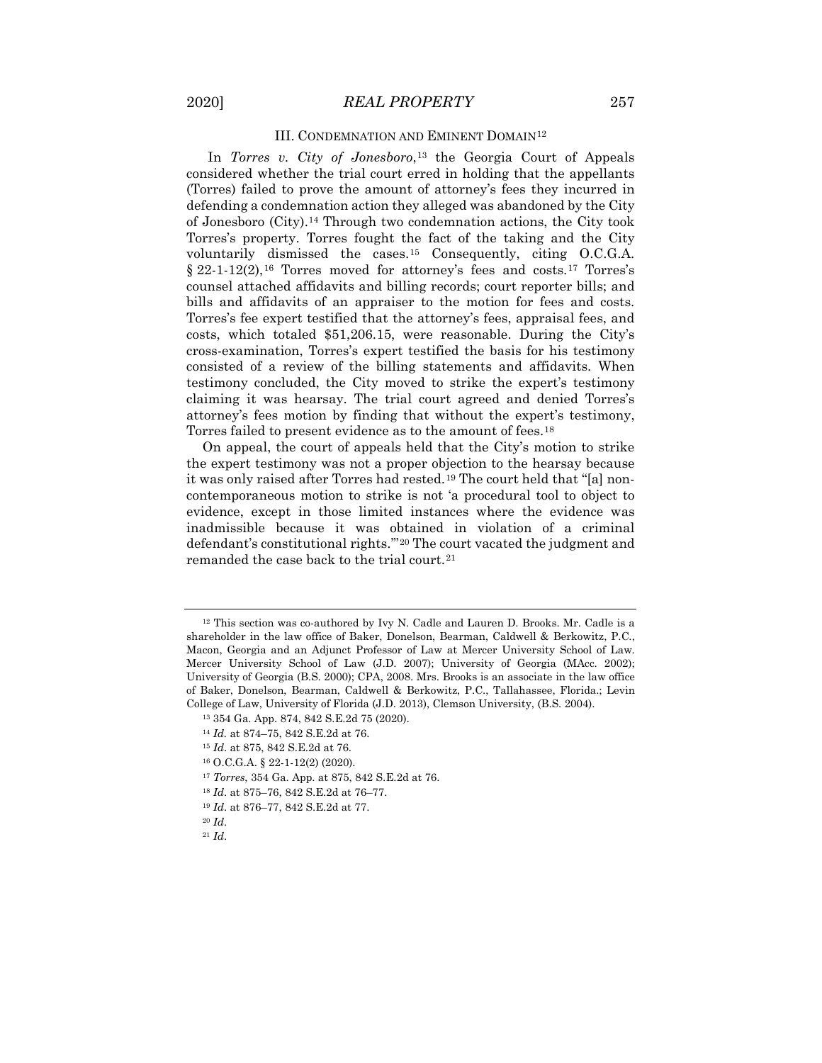## III. CONDEMNATION AND EMINENT DOMAIN[12]

In *Torres v. City of Jonesboro*,[13] the Georgia Court of Appeals considered whether the trial court erred in holding that the appellants (Torres) failed to prove the amount of attorney's fees they incurred in defending a condemnation action they alleged was abandoned by the City of Jonesboro (City).[14] Through two condemnation actions, the City took Torres's property. Torres fought the fact of the taking and the City voluntarily dismissed the cases.[15] Consequently, citing O.C.G.A. § 22-1-12(2),[16] Torres moved for attorney's fees and costs.[17] Torres's counsel attached affidavits and billing records; court reporter bills; and bills and affidavits of an appraiser to the motion for fees and costs. Torres's fee expert testified that the attorney's fees, appraisal fees, and costs, which totaled $51,206.15, were reasonable. During the City's cross-examination, Torres's expert testified the basis for his testimony consisted of a review of the billing statements and affidavits. When testimony concluded, the City moved to strike the expert's testimony claiming it was hearsay. The trial court agreed and denied Torres's attorney's fees motion by finding that without the expert's testimony, Torres failed to present evidence as to the amount of fees.[18]

On appeal, the court of appeals held that the City's motion to strike the expert testimony was not a proper objection to the hearsay because it was only raised after Torres had rested.[19] The court held that "[a] non-contemporaneous motion to strike is not 'a procedural tool to object to evidence, except in those limited instances where the evidence was inadmissible because it was obtained in violation of a criminal defendant's constitutional rights.'"[20] The court vacated the judgment and remanded the case back to the trial court.[21]

---

[12] This section was co-authored by Ivy N. Cadle and Lauren D. Brooks. Mr. Cadle is a shareholder in the law office of Baker, Donelson, Bearman, Caldwell & Berkowitz, P.C., Macon, Georgia and an Adjunct Professor of Law at Mercer University School of Law. Mercer University School of Law (J.D. 2007); University of Georgia (MAcc. 2002); University of Georgia (B.S. 2000); CPA, 2008. Mrs. Brooks is an associate in the law office of Baker, Donelson, Bearman, Caldwell & Berkowitz, P.C., Tallahassee, Florida.; Levin College of Law, University of Florida (J.D. 2013), Clemson University, (B.S. 2004).

[13] 354 Ga. App. 874, 842 S.E.2d 75 (2020).

[14] *Id.* at 874–75, 842 S.E.2d at 76.

[15] *Id*. at 875, 842 S.E.2d at 76.

[16] O.C.G.A. § 22-1-12(2) (2020).

[17] *Torres*, 354 Ga. App. at 875, 842 S.E.2d at 76.

[18] *Id*. at 875–76, 842 S.E.2d at 76–77.

[19] *Id*. at 876–77, 842 S.E.2d at 77.

[20] *Id*.

[21] *Id*.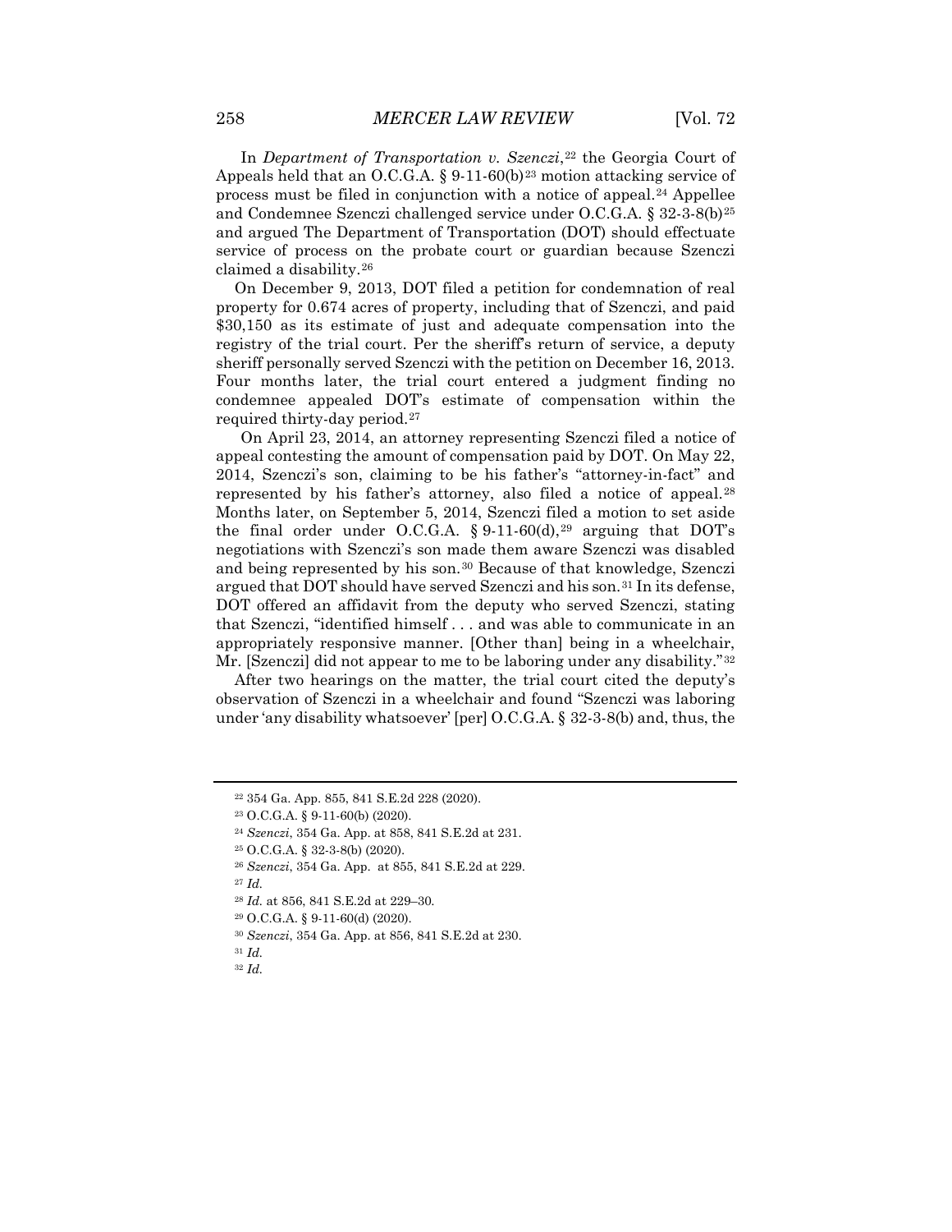In *Department of Transportation v. Szenczi*,[22] the Georgia Court of Appeals held that an O.C.G.A. § 9-11-60(b)[23] motion attacking service of process must be filed in conjunction with a notice of appeal.[24] Appellee and Condemnee Szenczi challenged service under O.C.G.A. § 32-3-8(b)[25] and argued The Department of Transportation (DOT) should effectuate service of process on the probate court or guardian because Szenczi claimed a disability.[26]

On December 9, 2013, DOT filed a petition for condemnation of real property for 0.674 acres of property, including that of Szenczi, and paid $30,150 as its estimate of just and adequate compensation into the registry of the trial court. Per the sheriff's return of service, a deputy sheriff personally served Szenczi with the petition on December 16, 2013. Four months later, the trial court entered a judgment finding no condemnee appealed DOT's estimate of compensation within the required thirty-day period.[27]

On April 23, 2014, an attorney representing Szenczi filed a notice of appeal contesting the amount of compensation paid by DOT. On May 22, 2014, Szenczi's son, claiming to be his father's "attorney-in-fact" and represented by his father's attorney, also filed a notice of appeal.[28] Months later, on September 5, 2014, Szenczi filed a motion to set aside the final order under O.C.G.A. § 9-11-60(d),[29] arguing that DOT's negotiations with Szenczi's son made them aware Szenczi was disabled and being represented by his son.[30] Because of that knowledge, Szenczi argued that DOT should have served Szenczi and his son.[31] In its defense, DOT offered an affidavit from the deputy who served Szenczi, stating that Szenczi, "identified himself . . . and was able to communicate in an appropriately responsive manner. [Other than] being in a wheelchair, Mr. [Szenczi] did not appear to me to be laboring under any disability."[32]

After two hearings on the matter, the trial court cited the deputy's observation of Szenczi in a wheelchair and found "Szenczi was laboring under 'any disability whatsoever' [per] O.C.G.A. § 32-3-8(b) and, thus, the

---

[22] 354 Ga. App. 855, 841 S.E.2d 228 (2020).

[23] O.C.G.A. § 9-11-60(b) (2020).

[24] *Szenczi*, 354 Ga. App. at 858, 841 S.E.2d at 231.

[25] O.C.G.A. § 32-3-8(b) (2020).

[26] *Szenczi*, 354 Ga. App. at 855, 841 S.E.2d at 229.

[27] *Id.*

[28] *Id.* at 856, 841 S.E.2d at 229–30.

[29] O.C.G.A. § 9-11-60(d) (2020).

[30] *Szenczi*, 354 Ga. App. at 856, 841 S.E.2d at 230.

[31] *Id.*

[32] *Id.*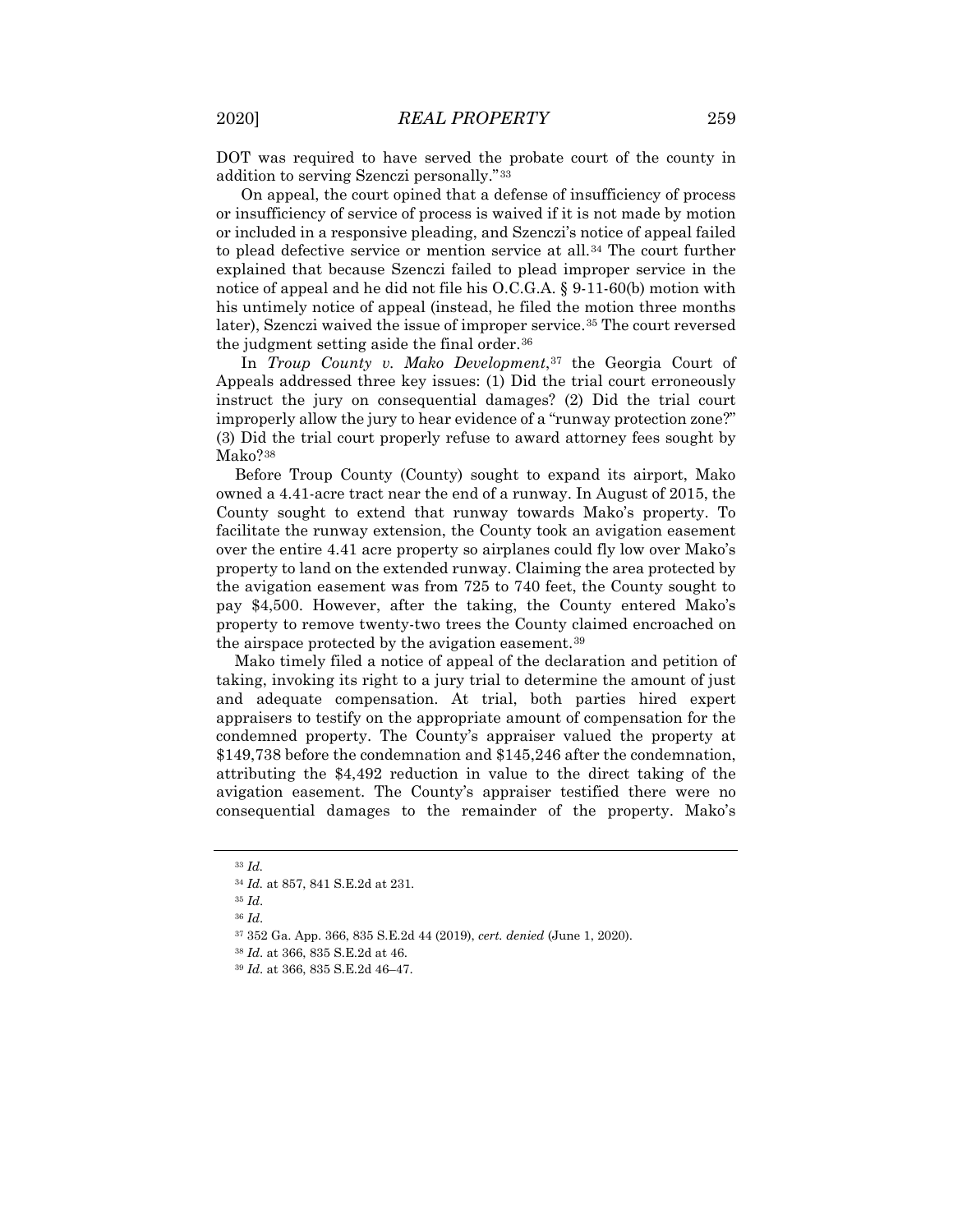DOT was required to have served the probate court of the county in addition to serving Szenczi personally."[33]

On appeal, the court opined that a defense of insufficiency of process or insufficiency of service of process is waived if it is not made by motion or included in a responsive pleading, and Szenczi's notice of appeal failed to plead defective service or mention service at all.[34] The court further explained that because Szenczi failed to plead improper service in the notice of appeal and he did not file his O.C.G.A. § 9-11-60(b) motion with his untimely notice of appeal (instead, he filed the motion three months later), Szenczi waived the issue of improper service.[35] The court reversed the judgment setting aside the final order.[36]

In *Troup County v. Mako Development*,[37] the Georgia Court of Appeals addressed three key issues: (1) Did the trial court erroneously instruct the jury on consequential damages? (2) Did the trial court improperly allow the jury to hear evidence of a "runway protection zone?" (3) Did the trial court properly refuse to award attorney fees sought by Mako?[38]

Before Troup County (County) sought to expand its airport, Mako owned a 4.41-acre tract near the end of a runway. In August of 2015, the County sought to extend that runway towards Mako's property. To facilitate the runway extension, the County took an avigation easement over the entire 4.41 acre property so airplanes could fly low over Mako's property to land on the extended runway. Claiming the area protected by the avigation easement was from 725 to 740 feet, the County sought to pay $4,500. However, after the taking, the County entered Mako's property to remove twenty-two trees the County claimed encroached on the airspace protected by the avigation easement.[39]

Mako timely filed a notice of appeal of the declaration and petition of taking, invoking its right to a jury trial to determine the amount of just and adequate compensation. At trial, both parties hired expert appraisers to testify on the appropriate amount of compensation for the condemned property. The County's appraiser valued the property at $149,738 before the condemnation and $145,246 after the condemnation, attributing the $4,492 reduction in value to the direct taking of the avigation easement. The County's appraiser testified there were no consequential damages to the remainder of the property. Mako's

---

[33] *Id.*

[34] *Id.* at 857, 841 S.E.2d at 231.

[35] *Id*.

[36] *Id*.

[37] 352 Ga. App. 366, 835 S.E.2d 44 (2019), *cert. denied* (June 1, 2020).

[38] *Id*. at 366, 835 S.E.2d at 46.

[39] *Id*. at 366, 835 S.E.2d 46–47.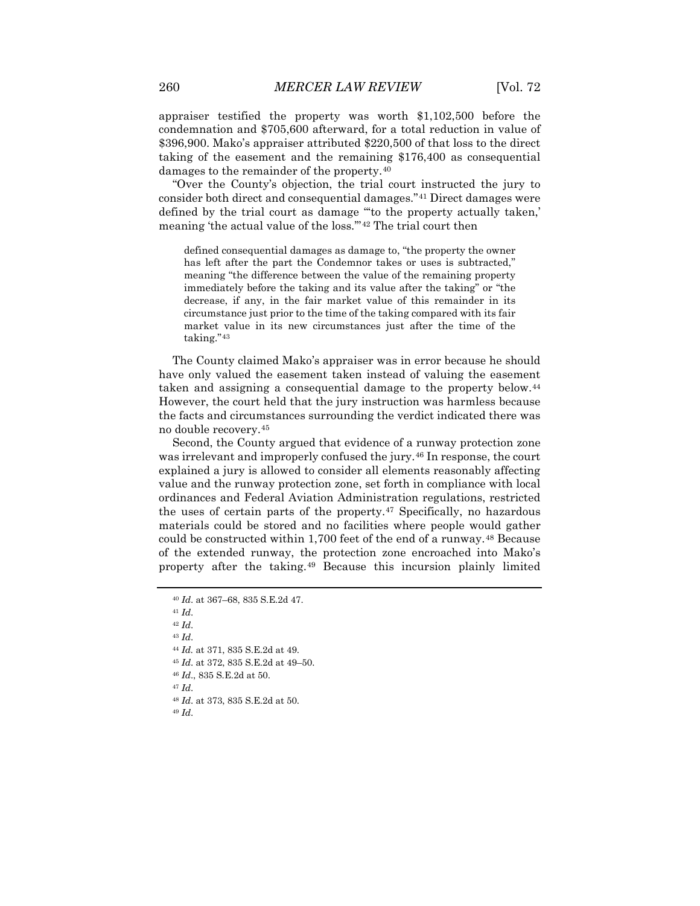appraiser testified the property was worth $1,102,500 before the condemnation and $705,600 afterward, for a total reduction in value of $396,900. Mako's appraiser attributed $220,500 of that loss to the direct taking of the easement and the remaining $176,400 as consequential damages to the remainder of the property.[40]

"Over the County's objection, the trial court instructed the jury to consider both direct and consequential damages."[41] Direct damages were defined by the trial court as damage "'to the property actually taken,' meaning 'the actual value of the loss.'"[42] The trial court then

> defined consequential damages as damage to, "the property the owner has left after the part the Condemnor takes or uses is subtracted," meaning "the difference between the value of the remaining property immediately before the taking and its value after the taking" or "the decrease, if any, in the fair market value of this remainder in its circumstance just prior to the time of the taking compared with its fair market value in its new circumstances just after the time of the taking."[43]

The County claimed Mako's appraiser was in error because he should have only valued the easement taken instead of valuing the easement taken and assigning a consequential damage to the property below.[44] However, the court held that the jury instruction was harmless because the facts and circumstances surrounding the verdict indicated there was no double recovery.[45]

Second, the County argued that evidence of a runway protection zone was irrelevant and improperly confused the jury.[46] In response, the court explained a jury is allowed to consider all elements reasonably affecting value and the runway protection zone, set forth in compliance with local ordinances and Federal Aviation Administration regulations, restricted the uses of certain parts of the property.[47] Specifically, no hazardous materials could be stored and no facilities where people would gather could be constructed within 1,700 feet of the end of a runway.[48] Because of the extended runway, the protection zone encroached into Mako's property after the taking.[49] Because this incursion plainly limited

---

[40] *Id*. at 367–68, 835 S.E.2d 47.

[41] *Id*.

[42] *Id*.

[43] *Id*.

[44] *Id.* at 371, 835 S.E.2d at 49.

[45] *Id*. at 372, 835 S.E.2d at 49–50.

[46] *Id*., 835 S.E.2d at 50.

[47] *Id*.

[48] *Id*. at 373, 835 S.E.2d at 50.

[49] *Id*.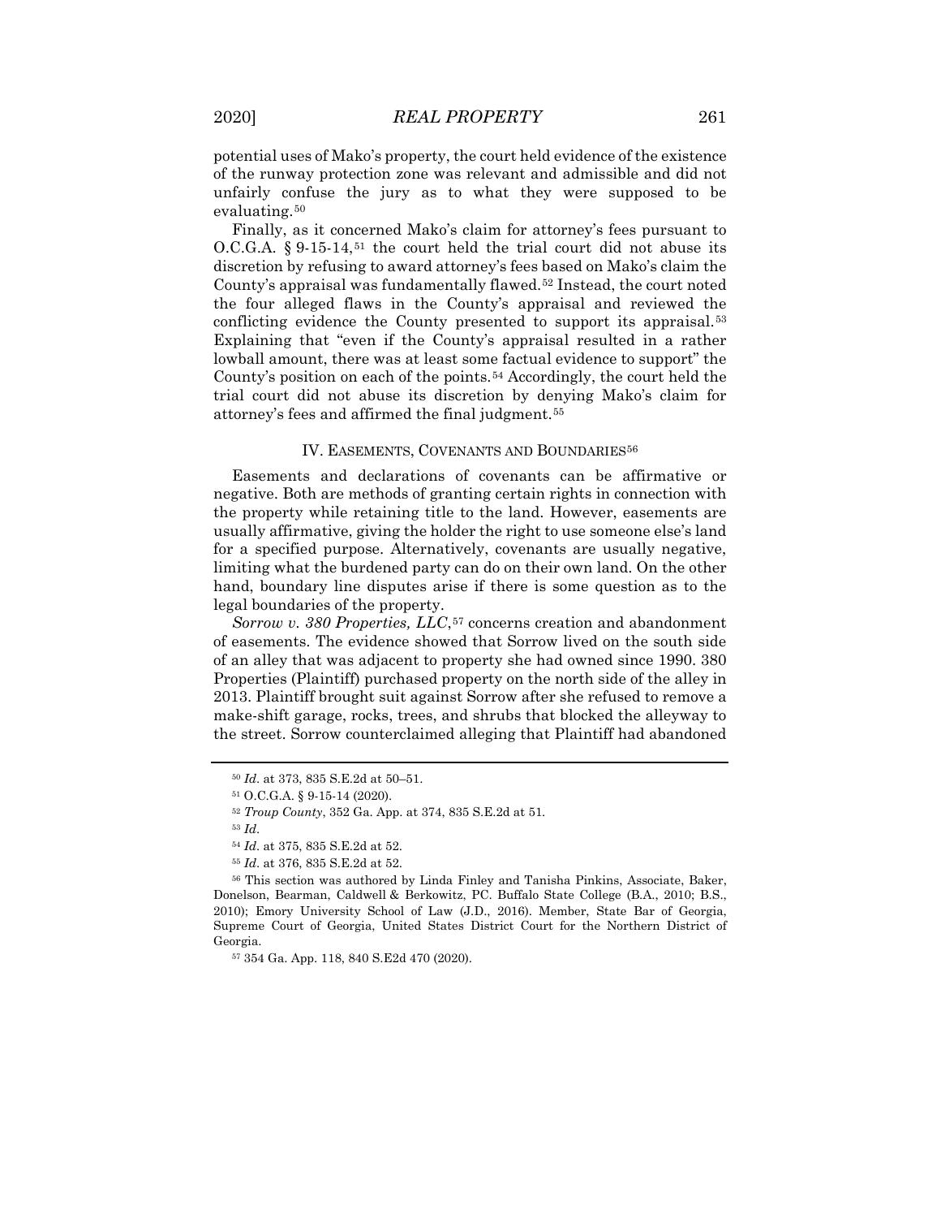potential uses of Mako's property, the court held evidence of the existence of the runway protection zone was relevant and admissible and did not unfairly confuse the jury as to what they were supposed to be evaluating.[50]

Finally, as it concerned Mako's claim for attorney's fees pursuant to O.C.G.A. § 9-15-14,[51] the court held the trial court did not abuse its discretion by refusing to award attorney's fees based on Mako's claim the County's appraisal was fundamentally flawed.[52] Instead, the court noted the four alleged flaws in the County's appraisal and reviewed the conflicting evidence the County presented to support its appraisal.[53] Explaining that "even if the County's appraisal resulted in a rather lowball amount, there was at least some factual evidence to support" the County's position on each of the points.[54] Accordingly, the court held the trial court did not abuse its discretion by denying Mako's claim for attorney's fees and affirmed the final judgment.[55]

## IV. Easements, Covenants and Boundaries[56]

Easements and declarations of covenants can be affirmative or negative. Both are methods of granting certain rights in connection with the property while retaining title to the land. However, easements are usually affirmative, giving the holder the right to use someone else's land for a specified purpose. Alternatively, covenants are usually negative, limiting what the burdened party can do on their own land. On the other hand, boundary line disputes arise if there is some question as to the legal boundaries of the property.

*Sorrow v. 380 Properties, LLC*,[57] concerns creation and abandonment of easements. The evidence showed that Sorrow lived on the south side of an alley that was adjacent to property she had owned since 1990. 380 Properties (Plaintiff) purchased property on the north side of the alley in 2013. Plaintiff brought suit against Sorrow after she refused to remove a make-shift garage, rocks, trees, and shrubs that blocked the alleyway to the street. Sorrow counterclaimed alleging that Plaintiff had abandoned

---

[50] *Id*. at 373, 835 S.E.2d at 50–51.

[51] O.C.G.A. § 9-15-14 (2020).

[52] *Troup County*, 352 Ga. App. at 374, 835 S.E.2d at 51.

[53] *Id*.

[54] *Id*. at 375, 835 S.E.2d at 52.

[55] *Id*. at 376, 835 S.E.2d at 52.

[56] This section was authored by Linda Finley and Tanisha Pinkins, Associate, Baker, Donelson, Bearman, Caldwell & Berkowitz, PC. Buffalo State College (B.A., 2010; B.S., 2010); Emory University School of Law (J.D., 2016). Member, State Bar of Georgia, Supreme Court of Georgia, United States District Court for the Northern District of Georgia.

[57] 354 Ga. App. 118, 840 S.E2d 470 (2020).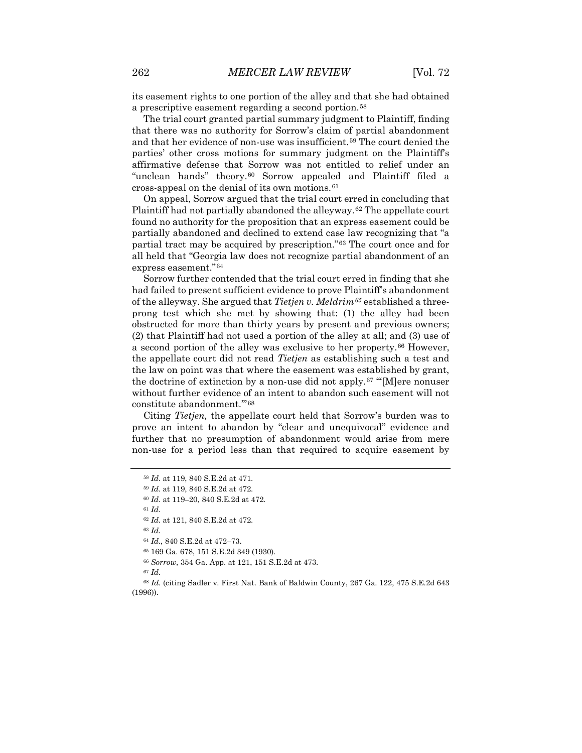its easement rights to one portion of the alley and that she had obtained a prescriptive easement regarding a second portion.[58]

The trial court granted partial summary judgment to Plaintiff, finding that there was no authority for Sorrow's claim of partial abandonment and that her evidence of non-use was insufficient.[59] The court denied the parties' other cross motions for summary judgment on the Plaintiff's affirmative defense that Sorrow was not entitled to relief under an "unclean hands" theory.[60] Sorrow appealed and Plaintiff filed a cross-appeal on the denial of its own motions.[61]

On appeal, Sorrow argued that the trial court erred in concluding that Plaintiff had not partially abandoned the alleyway.[62] The appellate court found no authority for the proposition that an express easement could be partially abandoned and declined to extend case law recognizing that "a partial tract may be acquired by prescription."[63] The court once and for all held that "Georgia law does not recognize partial abandonment of an express easement."[64]

Sorrow further contended that the trial court erred in finding that she had failed to present sufficient evidence to prove Plaintiff's abandonment of the alleyway. She argued that *Tietjen v. Meldrim*[65] established a three-prong test which she met by showing that: (1) the alley had been obstructed for more than thirty years by present and previous owners; (2) that Plaintiff had not used a portion of the alley at all; and (3) use of a second portion of the alley was exclusive to her property.[66] However, the appellate court did not read *Tietjen* as establishing such a test and the law on point was that where the easement was established by grant, the doctrine of extinction by a non-use did not apply.[67] "'[M]ere nonuser without further evidence of an intent to abandon such easement will not constitute abandonment.'"[68]

Citing *Tietjen,* the appellate court held that Sorrow's burden was to prove an intent to abandon by "clear and unequivocal" evidence and further that no presumption of abandonment would arise from mere non-use for a period less than that required to acquire easement by

---

[58] *Id*. at 119, 840 S.E.2d at 471.

[59] *Id*. at 119, 840 S.E.2d at 472.

[60] *Id*. at 119–20, 840 S.E.2d at 472.

[61] *Id*.

[62] *Id.* at 121, 840 S.E.2d at 472.

[63] *Id.*

[64] *Id*., 840 S.E.2d at 472–73.

[65] 169 Ga. 678, 151 S.E.2d 349 (1930).

[66] *Sorrow*, 354 Ga. App. at 121, 151 S.E.2d at 473.

[67] *Id*.

[68] *Id.* (citing Sadler v. First Nat. Bank of Baldwin County, 267 Ga. 122, 475 S.E.2d 643 (1996)).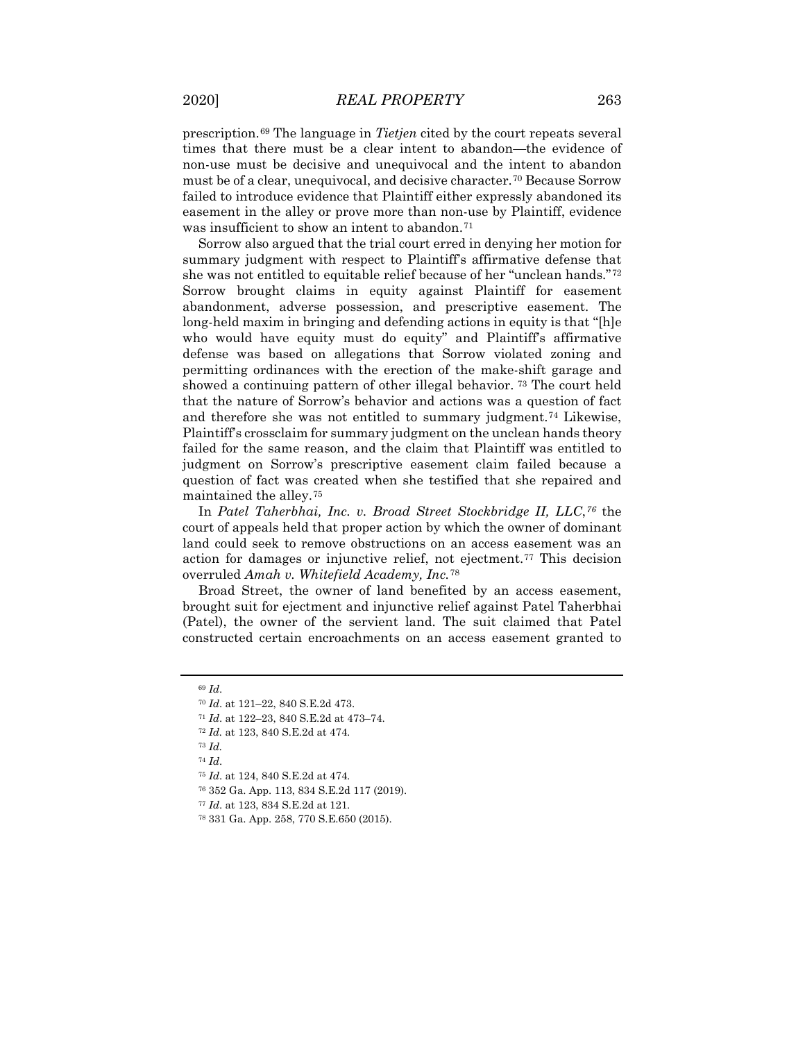prescription.[69] The language in *Tietjen* cited by the court repeats several times that there must be a clear intent to abandon—the evidence of non-use must be decisive and unequivocal and the intent to abandon must be of a clear, unequivocal, and decisive character.[70] Because Sorrow failed to introduce evidence that Plaintiff either expressly abandoned its easement in the alley or prove more than non-use by Plaintiff, evidence was insufficient to show an intent to abandon.[71]

Sorrow also argued that the trial court erred in denying her motion for summary judgment with respect to Plaintiff's affirmative defense that she was not entitled to equitable relief because of her "unclean hands."[72] Sorrow brought claims in equity against Plaintiff for easement abandonment, adverse possession, and prescriptive easement. The long-held maxim in bringing and defending actions in equity is that "[h]e who would have equity must do equity" and Plaintiff's affirmative defense was based on allegations that Sorrow violated zoning and permitting ordinances with the erection of the make-shift garage and showed a continuing pattern of other illegal behavior. [73] The court held that the nature of Sorrow's behavior and actions was a question of fact and therefore she was not entitled to summary judgment.[74] Likewise, Plaintiff's crossclaim for summary judgment on the unclean hands theory failed for the same reason, and the claim that Plaintiff was entitled to judgment on Sorrow's prescriptive easement claim failed because a question of fact was created when she testified that she repaired and maintained the alley.[75]

In *Patel Taherbhai, Inc. v. Broad Street Stockbridge II, LLC*,[76] the court of appeals held that proper action by which the owner of dominant land could seek to remove obstructions on an access easement was an action for damages or injunctive relief, not ejectment.[77] This decision overruled *Amah v. Whitefield Academy, Inc.*[78]

Broad Street, the owner of land benefited by an access easement, brought suit for ejectment and injunctive relief against Patel Taherbhai (Patel), the owner of the servient land. The suit claimed that Patel constructed certain encroachments on an access easement granted to

---

[69] *Id*.

[70] *Id*. at 121–22, 840 S.E.2d 473.

[71] *Id*. at 122–23, 840 S.E.2d at 473–74.

[72] *Id*. at 123, 840 S.E.2d at 474.

[73] *Id*.

[74] *Id*.

[75] *Id*. at 124, 840 S.E.2d at 474.

[76] 352 Ga. App. 113, 834 S.E.2d 117 (2019).

[77] *Id*. at 123, 834 S.E.2d at 121.

[78] 331 Ga. App. 258, 770 S.E.650 (2015).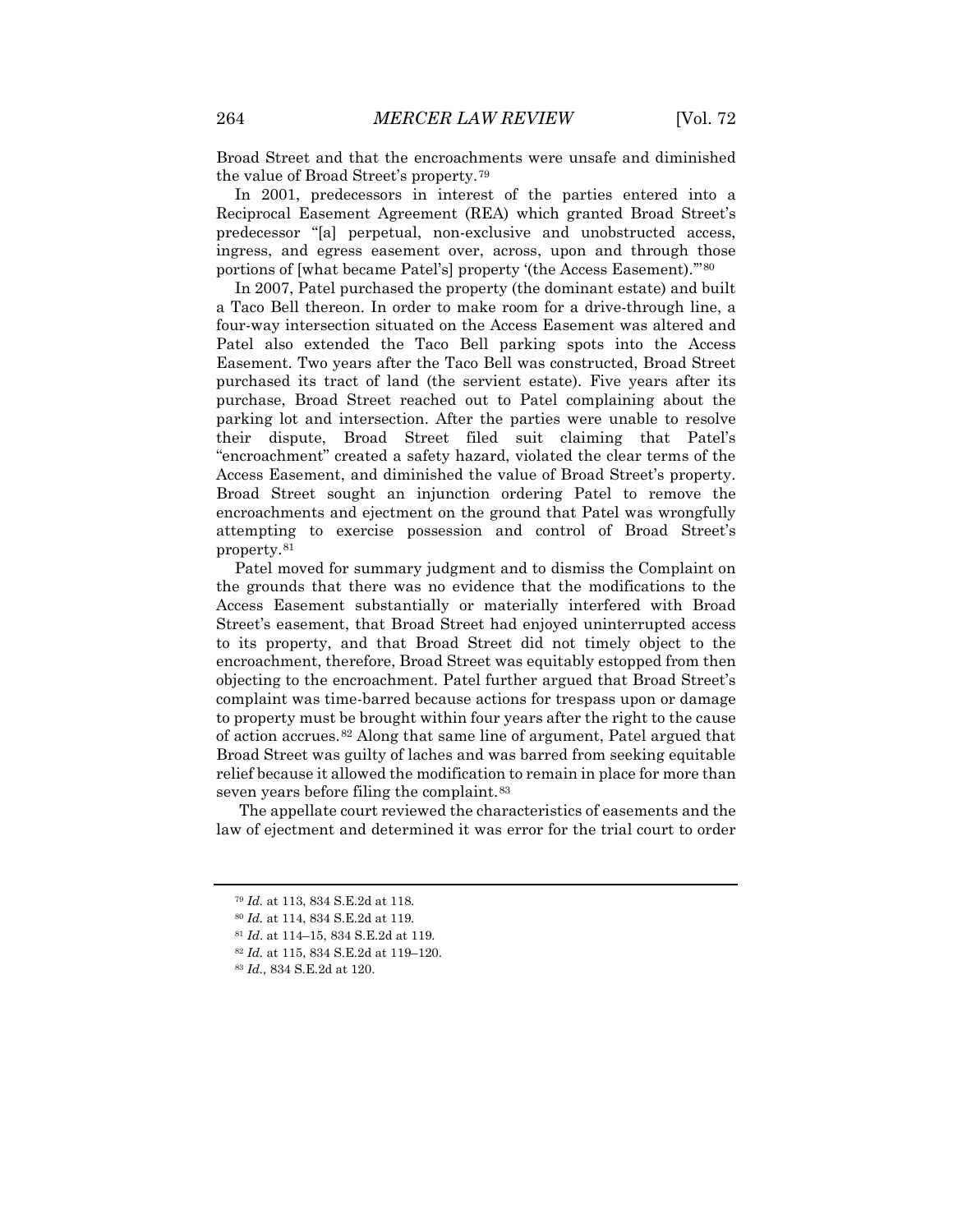Broad Street and that the encroachments were unsafe and diminished the value of Broad Street's property.[79]

In 2001, predecessors in interest of the parties entered into a Reciprocal Easement Agreement (REA) which granted Broad Street's predecessor "[a] perpetual, non-exclusive and unobstructed access, ingress, and egress easement over, across, upon and through those portions of [what became Patel's] property '(the Access Easement).'"[80]

In 2007, Patel purchased the property (the dominant estate) and built a Taco Bell thereon. In order to make room for a drive-through line, a four-way intersection situated on the Access Easement was altered and Patel also extended the Taco Bell parking spots into the Access Easement. Two years after the Taco Bell was constructed, Broad Street purchased its tract of land (the servient estate). Five years after its purchase, Broad Street reached out to Patel complaining about the parking lot and intersection. After the parties were unable to resolve their dispute, Broad Street filed suit claiming that Patel's "encroachment" created a safety hazard, violated the clear terms of the Access Easement, and diminished the value of Broad Street's property. Broad Street sought an injunction ordering Patel to remove the encroachments and ejectment on the ground that Patel was wrongfully attempting to exercise possession and control of Broad Street's property.[81]

Patel moved for summary judgment and to dismiss the Complaint on the grounds that there was no evidence that the modifications to the Access Easement substantially or materially interfered with Broad Street's easement, that Broad Street had enjoyed uninterrupted access to its property, and that Broad Street did not timely object to the encroachment, therefore, Broad Street was equitably estopped from then objecting to the encroachment. Patel further argued that Broad Street's complaint was time-barred because actions for trespass upon or damage to property must be brought within four years after the right to the cause of action accrues.[82] Along that same line of argument, Patel argued that Broad Street was guilty of laches and was barred from seeking equitable relief because it allowed the modification to remain in place for more than seven years before filing the complaint.[83]

The appellate court reviewed the characteristics of easements and the law of ejectment and determined it was error for the trial court to order

---

[79] *Id.* at 113, 834 S.E.2d at 118.

[80] *Id.* at 114, 834 S.E.2d at 119.

[81] *Id*. at 114–15, 834 S.E.2d at 119.

[82] *Id.* at 115, 834 S.E.2d at 119–120.

[83] *Id.*, 834 S.E.2d at 120.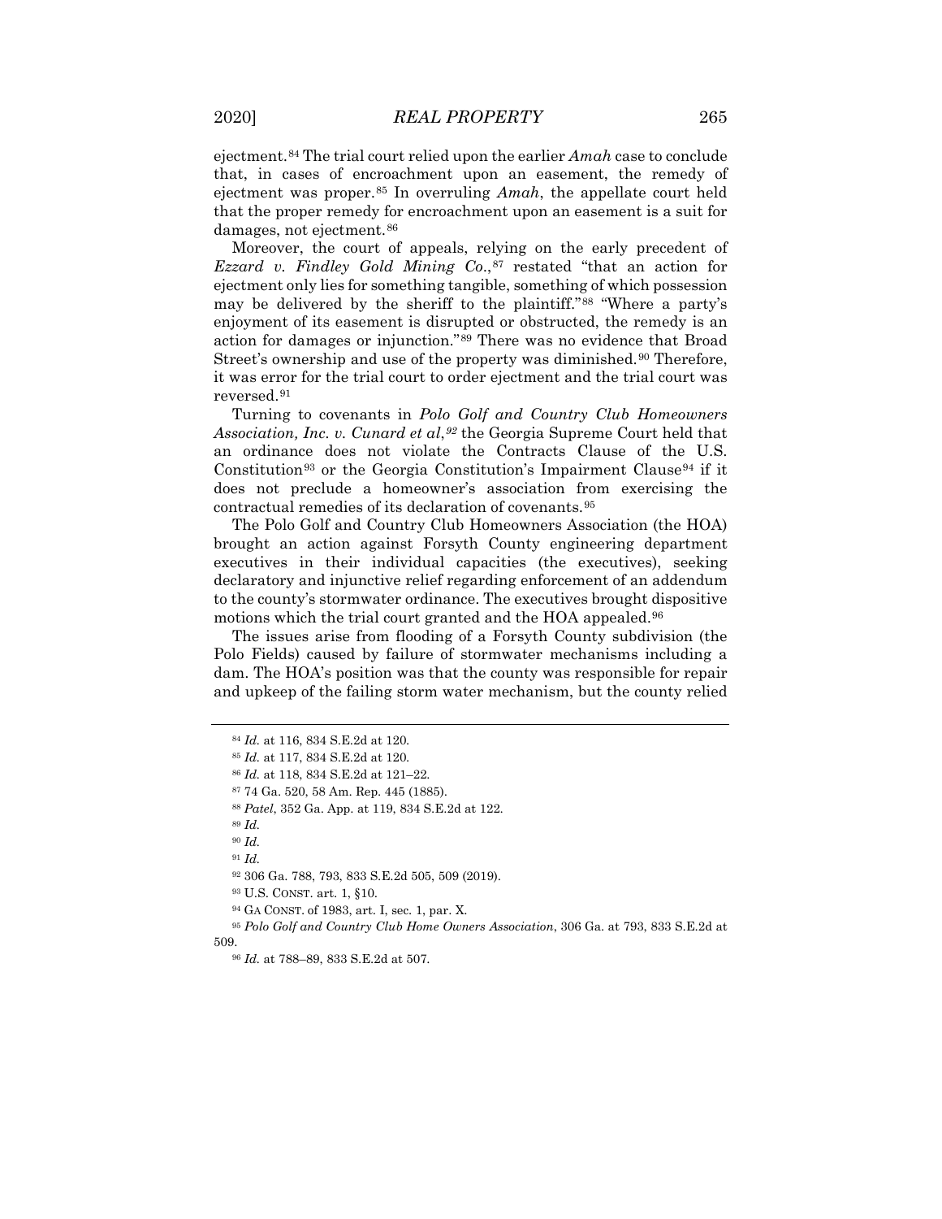ejectment.[84] The trial court relied upon the earlier *Amah* case to conclude that, in cases of encroachment upon an easement, the remedy of ejectment was proper.[85] In overruling *Amah*, the appellate court held that the proper remedy for encroachment upon an easement is a suit for damages, not ejectment.[86]

Moreover, the court of appeals, relying on the early precedent of *Ezzard v. Findley Gold Mining Co.*,[87] restated "that an action for ejectment only lies for something tangible, something of which possession may be delivered by the sheriff to the plaintiff."[88] "Where a party's enjoyment of its easement is disrupted or obstructed, the remedy is an action for damages or injunction."[89] There was no evidence that Broad Street's ownership and use of the property was diminished.[90] Therefore, it was error for the trial court to order ejectment and the trial court was reversed.[91]

Turning to covenants in *Polo Golf and Country Club Homeowners Association, Inc. v. Cunard et al*,[92] the Georgia Supreme Court held that an ordinance does not violate the Contracts Clause of the U.S. Constitution[93] or the Georgia Constitution's Impairment Clause[94] if it does not preclude a homeowner's association from exercising the contractual remedies of its declaration of covenants.[95]

The Polo Golf and Country Club Homeowners Association (the HOA) brought an action against Forsyth County engineering department executives in their individual capacities (the executives), seeking declaratory and injunctive relief regarding enforcement of an addendum to the county's stormwater ordinance. The executives brought dispositive motions which the trial court granted and the HOA appealed.[96]

The issues arise from flooding of a Forsyth County subdivision (the Polo Fields) caused by failure of stormwater mechanisms including a dam. The HOA's position was that the county was responsible for repair and upkeep of the failing storm water mechanism, but the county relied

---

[84] *Id.* at 116, 834 S.E.2d at 120.

[85] *Id.* at 117, 834 S.E.2d at 120.

[86] *Id.* at 118, 834 S.E.2d at 121–22.

[87] 74 Ga. 520, 58 Am. Rep. 445 (1885).

[88] *Patel*, 352 Ga. App. at 119, 834 S.E.2d at 122.

[89] *Id.*

[90] *Id.*

[91] *Id.*

[92] 306 Ga. 788, 793, 833 S.E.2d 505, 509 (2019).

[93] U.S. CONST. art. 1, §10.

[94] GA CONST. of 1983, art. I, sec. 1, par. X.

[95] *Polo Golf and Country Club Home Owners Association*, 306 Ga. at 793, 833 S.E.2d at 509.

[96] *Id.* at 788–89, 833 S.E.2d at 507.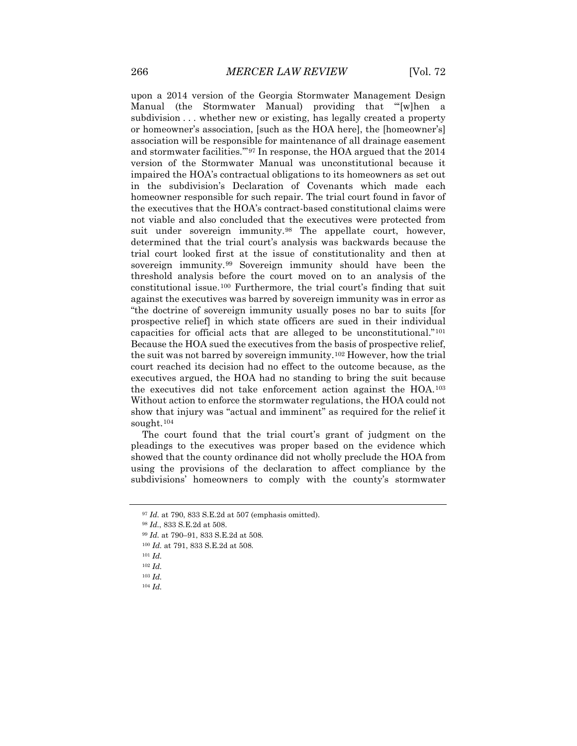upon a 2014 version of the Georgia Stormwater Management Design Manual (the Stormwater Manual) providing that "'[w]hen a subdivision . . . whether new or existing, has legally created a property or homeowner's association, [such as the HOA here], the [homeowner's] association will be responsible for maintenance of all drainage easement and stormwater facilities.'"[97] In response, the HOA argued that the 2014 version of the Stormwater Manual was unconstitutional because it impaired the HOA's contractual obligations to its homeowners as set out in the subdivision's Declaration of Covenants which made each homeowner responsible for such repair. The trial court found in favor of the executives that the HOA's contract-based constitutional claims were not viable and also concluded that the executives were protected from suit under sovereign immunity.[98] The appellate court, however, determined that the trial court's analysis was backwards because the trial court looked first at the issue of constitutionality and then at sovereign immunity.[99] Sovereign immunity should have been the threshold analysis before the court moved on to an analysis of the constitutional issue.[100] Furthermore, the trial court's finding that suit against the executives was barred by sovereign immunity was in error as "the doctrine of sovereign immunity usually poses no bar to suits [for prospective relief] in which state officers are sued in their individual capacities for official acts that are alleged to be unconstitutional."[101] Because the HOA sued the executives from the basis of prospective relief, the suit was not barred by sovereign immunity.[102] However, how the trial court reached its decision had no effect to the outcome because, as the executives argued, the HOA had no standing to bring the suit because the executives did not take enforcement action against the HOA.[103] Without action to enforce the stormwater regulations, the HOA could not show that injury was "actual and imminent" as required for the relief it sought.[104]

The court found that the trial court's grant of judgment on the pleadings to the executives was proper based on the evidence which showed that the county ordinance did not wholly preclude the HOA from using the provisions of the declaration to affect compliance by the subdivisions' homeowners to comply with the county's stormwater

---

[97] *Id.* at 790, 833 S.E.2d at 507 (emphasis omitted).

[98] *Id.*, 833 S.E.2d at 508.

[99] *Id.* at 790–91, 833 S.E.2d at 508.

[100] *Id.* at 791, 833 S.E.2d at 508.

[101] *Id.*

[102] *Id.*

[103] *Id.*

[104] *Id.*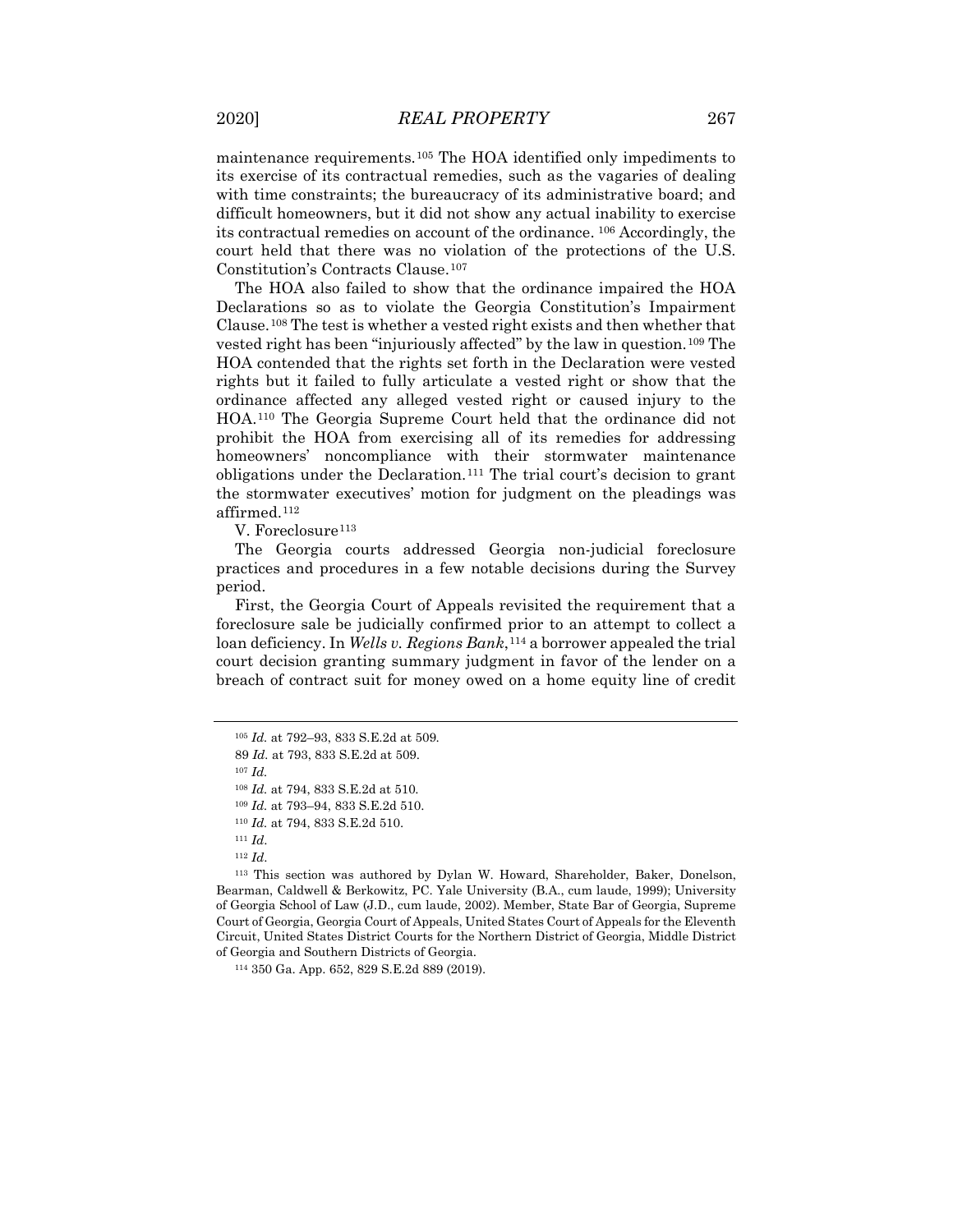maintenance requirements.[105] The HOA identified only impediments to its exercise of its contractual remedies, such as the vagaries of dealing with time constraints; the bureaucracy of its administrative board; and difficult homeowners, but it did not show any actual inability to exercise its contractual remedies on account of the ordinance. [106] Accordingly, the court held that there was no violation of the protections of the U.S. Constitution's Contracts Clause.[107]

The HOA also failed to show that the ordinance impaired the HOA Declarations so as to violate the Georgia Constitution's Impairment Clause.[108] The test is whether a vested right exists and then whether that vested right has been "injuriously affected" by the law in question.[109] The HOA contended that the rights set forth in the Declaration were vested rights but it failed to fully articulate a vested right or show that the ordinance affected any alleged vested right or caused injury to the HOA.[110] The Georgia Supreme Court held that the ordinance did not prohibit the HOA from exercising all of its remedies for addressing homeowners' noncompliance with their stormwater maintenance obligations under the Declaration.[111] The trial court's decision to grant the stormwater executives' motion for judgment on the pleadings was affirmed.[112]

## V. Foreclosure[113]

The Georgia courts addressed Georgia non-judicial foreclosure practices and procedures in a few notable decisions during the Survey period.

First, the Georgia Court of Appeals revisited the requirement that a foreclosure sale be judicially confirmed prior to an attempt to collect a loan deficiency. In *Wells v. Regions Bank*,[114] a borrower appealed the trial court decision granting summary judgment in favor of the lender on a breach of contract suit for money owed on a home equity line of credit

---

[105] *Id.* at 792–93, 833 S.E.2d at 509.

89 *Id.* at 793, 833 S.E.2d at 509.

[107] *Id.*

[108] *Id.* at 794, 833 S.E.2d at 510.

[109] *Id.* at 793–94, 833 S.E.2d 510.

[110] *Id.* at 794, 833 S.E.2d 510.

[111] *Id.*

[112] *Id.*

[113] This section was authored by Dylan W. Howard, Shareholder, Baker, Donelson, Bearman, Caldwell & Berkowitz, PC. Yale University (B.A., cum laude, 1999); University of Georgia School of Law (J.D., cum laude, 2002). Member, State Bar of Georgia, Supreme Court of Georgia, Georgia Court of Appeals, United States Court of Appeals for the Eleventh Circuit, United States District Courts for the Northern District of Georgia, Middle District of Georgia and Southern Districts of Georgia.

[114] 350 Ga. App. 652, 829 S.E.2d 889 (2019).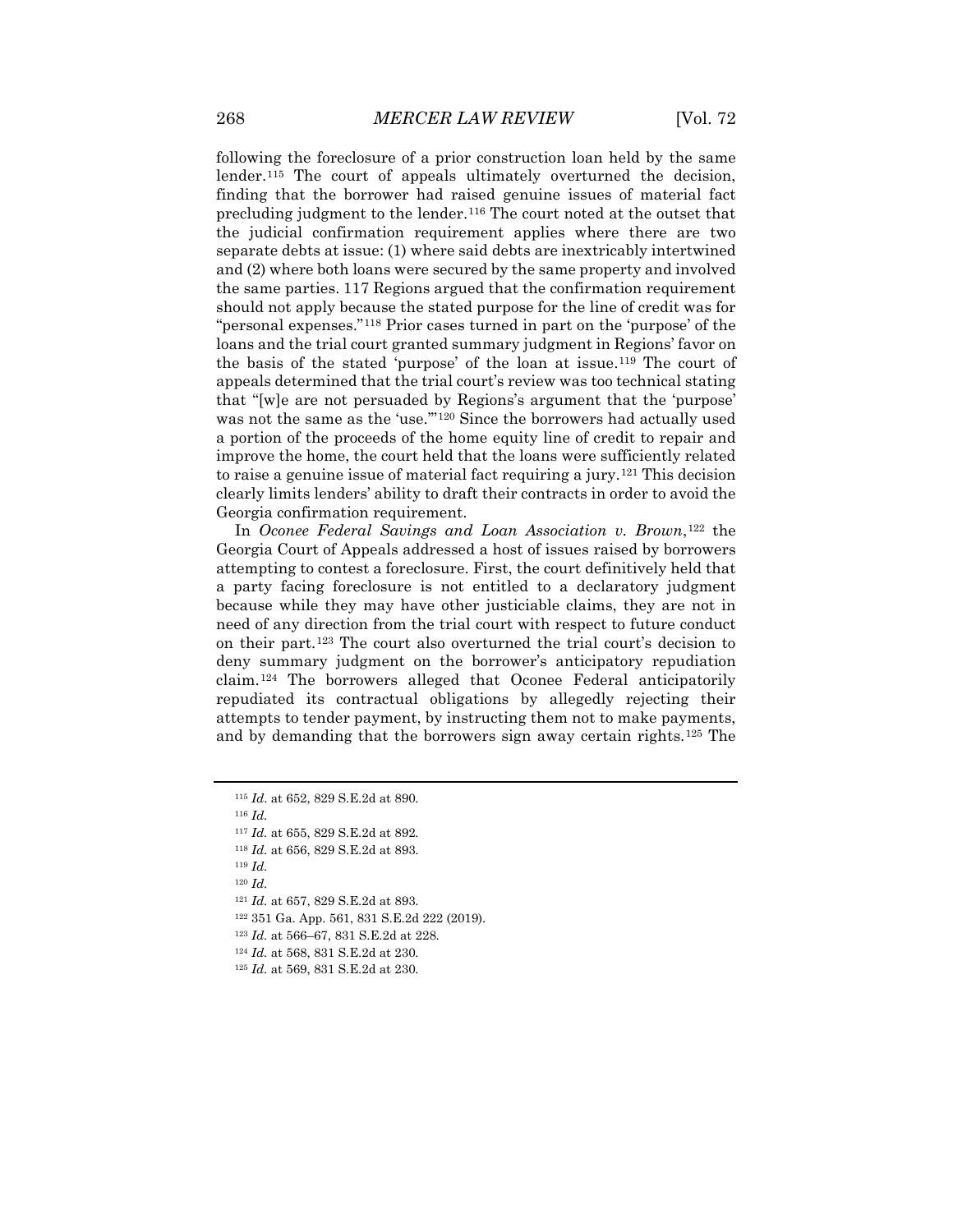following the foreclosure of a prior construction loan held by the same lender.[115] The court of appeals ultimately overturned the decision, finding that the borrower had raised genuine issues of material fact precluding judgment to the lender.[116] The court noted at the outset that the judicial confirmation requirement applies where there are two separate debts at issue: (1) where said debts are inextricably intertwined and (2) where both loans were secured by the same property and involved the same parties. 117 Regions argued that the confirmation requirement should not apply because the stated purpose for the line of credit was for "personal expenses."[118] Prior cases turned in part on the 'purpose' of the loans and the trial court granted summary judgment in Regions' favor on the basis of the stated 'purpose' of the loan at issue.[119] The court of appeals determined that the trial court's review was too technical stating that "[w]e are not persuaded by Regions's argument that the 'purpose' was not the same as the 'use.'"[120] Since the borrowers had actually used a portion of the proceeds of the home equity line of credit to repair and improve the home, the court held that the loans were sufficiently related to raise a genuine issue of material fact requiring a jury.[121] This decision clearly limits lenders' ability to draft their contracts in order to avoid the Georgia confirmation requirement.

In *Oconee Federal Savings and Loan Association v. Brown*,[122] the Georgia Court of Appeals addressed a host of issues raised by borrowers attempting to contest a foreclosure. First, the court definitively held that a party facing foreclosure is not entitled to a declaratory judgment because while they may have other justiciable claims, they are not in need of any direction from the trial court with respect to future conduct on their part.[123] The court also overturned the trial court's decision to deny summary judgment on the borrower's anticipatory repudiation claim.[124] The borrowers alleged that Oconee Federal anticipatorily repudiated its contractual obligations by allegedly rejecting their attempts to tender payment, by instructing them not to make payments, and by demanding that the borrowers sign away certain rights.[125] The

---

[115] *Id*. at 652, 829 S.E.2d at 890.

[116] *Id.*

[117] *Id.* at 655, 829 S.E.2d at 892.

[118] *Id.* at 656, 829 S.E.2d at 893.

[119] *Id.*

[120] *Id.*

[121] *Id.* at 657, 829 S.E.2d at 893.

[122] 351 Ga. App. 561, 831 S.E.2d 222 (2019).

[123] *Id.* at 566–67, 831 S.E.2d at 228.

[124] *Id.* at 568, 831 S.E.2d at 230.

[125] *Id.* at 569, 831 S.E.2d at 230.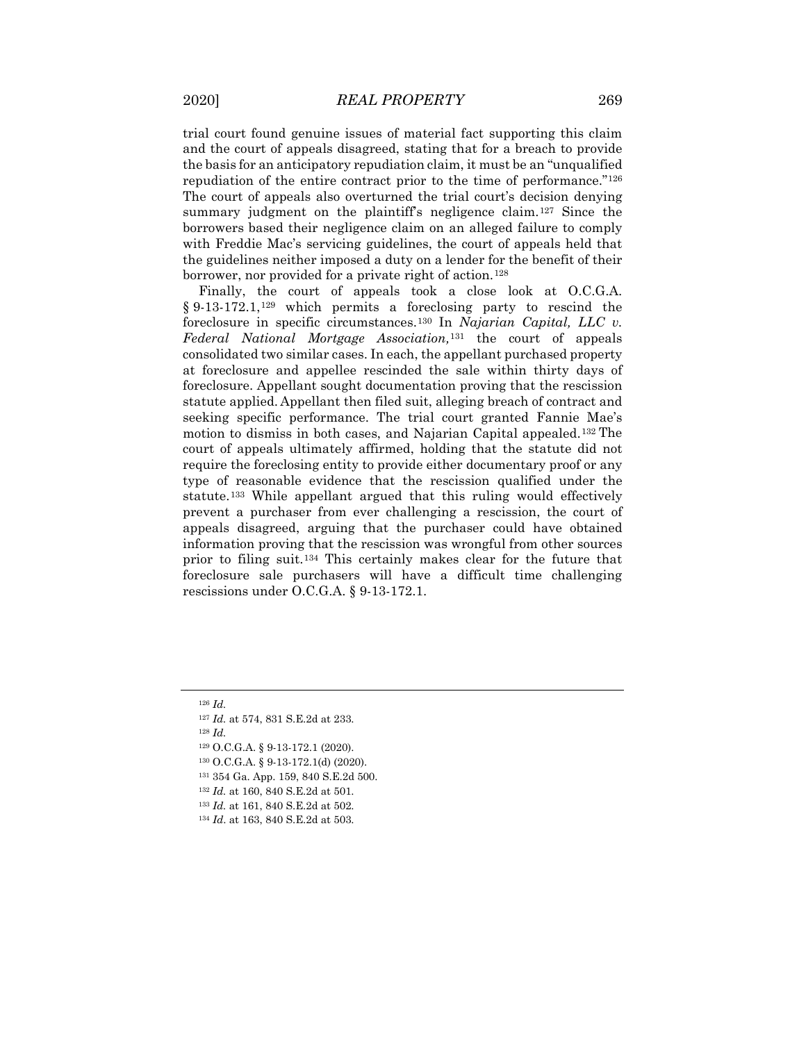trial court found genuine issues of material fact supporting this claim and the court of appeals disagreed, stating that for a breach to provide the basis for an anticipatory repudiation claim, it must be an "unqualified repudiation of the entire contract prior to the time of performance."[126] The court of appeals also overturned the trial court's decision denying summary judgment on the plaintiff's negligence claim.[127] Since the borrowers based their negligence claim on an alleged failure to comply with Freddie Mac's servicing guidelines, the court of appeals held that the guidelines neither imposed a duty on a lender for the benefit of their borrower, nor provided for a private right of action.[128]

Finally, the court of appeals took a close look at O.C.G.A. § 9-13-172.1,[129] which permits a foreclosing party to rescind the foreclosure in specific circumstances.[130] In *Najarian Capital, LLC v. Federal National Mortgage Association,*[131] the court of appeals consolidated two similar cases. In each, the appellant purchased property at foreclosure and appellee rescinded the sale within thirty days of foreclosure. Appellant sought documentation proving that the rescission statute applied. Appellant then filed suit, alleging breach of contract and seeking specific performance. The trial court granted Fannie Mae's motion to dismiss in both cases, and Najarian Capital appealed.[132] The court of appeals ultimately affirmed, holding that the statute did not require the foreclosing entity to provide either documentary proof or any type of reasonable evidence that the rescission qualified under the statute.[133] While appellant argued that this ruling would effectively prevent a purchaser from ever challenging a rescission, the court of appeals disagreed, arguing that the purchaser could have obtained information proving that the rescission was wrongful from other sources prior to filing suit.[134] This certainly makes clear for the future that foreclosure sale purchasers will have a difficult time challenging rescissions under O.C.G.A. § 9-13-172.1.

---

[126] *Id.*

[127] *Id.* at 574, 831 S.E.2d at 233.

[128] *Id.*

[129] O.C.G.A. § 9-13-172.1 (2020).

[130] O.C.G.A. § 9-13-172.1(d) (2020).

[131] 354 Ga. App. 159, 840 S.E.2d 500.

[132] *Id.* at 160, 840 S.E.2d at 501.

[133] *Id.* at 161, 840 S.E.2d at 502.

[134] *Id.* at 163, 840 S.E.2d at 503.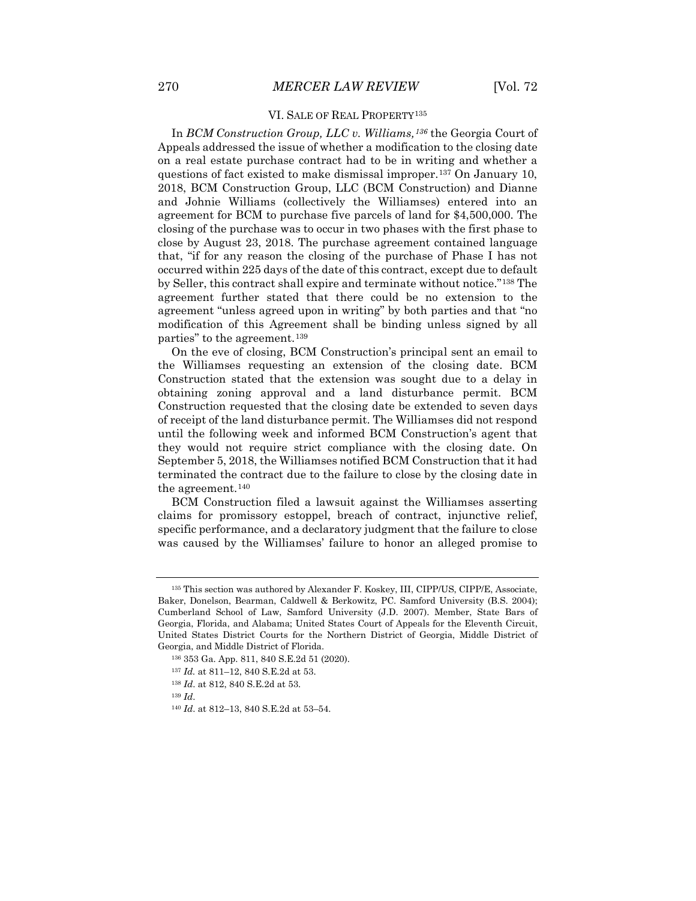## VI. SALE OF REAL PROPERTY[135]

In *BCM Construction Group, LLC v. Williams,*[136] the Georgia Court of Appeals addressed the issue of whether a modification to the closing date on a real estate purchase contract had to be in writing and whether a questions of fact existed to make dismissal improper.[137] On January 10, 2018, BCM Construction Group, LLC (BCM Construction) and Dianne and Johnie Williams (collectively the Williamses) entered into an agreement for BCM to purchase five parcels of land for $4,500,000. The closing of the purchase was to occur in two phases with the first phase to close by August 23, 2018. The purchase agreement contained language that, "if for any reason the closing of the purchase of Phase I has not occurred within 225 days of the date of this contract, except due to default by Seller, this contract shall expire and terminate without notice."[138] The agreement further stated that there could be no extension to the agreement "unless agreed upon in writing" by both parties and that "no modification of this Agreement shall be binding unless signed by all parties" to the agreement.[139]

On the eve of closing, BCM Construction's principal sent an email to the Williamses requesting an extension of the closing date. BCM Construction stated that the extension was sought due to a delay in obtaining zoning approval and a land disturbance permit. BCM Construction requested that the closing date be extended to seven days of receipt of the land disturbance permit. The Williamses did not respond until the following week and informed BCM Construction's agent that they would not require strict compliance with the closing date. On September 5, 2018, the Williamses notified BCM Construction that it had terminated the contract due to the failure to close by the closing date in the agreement.[140]

BCM Construction filed a lawsuit against the Williamses asserting claims for promissory estoppel, breach of contract, injunctive relief, specific performance, and a declaratory judgment that the failure to close was caused by the Williamses' failure to honor an alleged promise to

---

[135] This section was authored by Alexander F. Koskey, III, CIPP/US, CIPP/E, Associate, Baker, Donelson, Bearman, Caldwell & Berkowitz, PC. Samford University (B.S. 2004); Cumberland School of Law, Samford University (J.D. 2007). Member, State Bars of Georgia, Florida, and Alabama; United States Court of Appeals for the Eleventh Circuit, United States District Courts for the Northern District of Georgia, Middle District of Georgia, and Middle District of Florida.

[136] 353 Ga. App. 811, 840 S.E.2d 51 (2020).

[137] *Id.* at 811–12, 840 S.E.2d at 53.

[138] *Id.* at 812, 840 S.E.2d at 53.

[139] *Id.*

[140] *Id.* at 812–13, 840 S.E.2d at 53–54.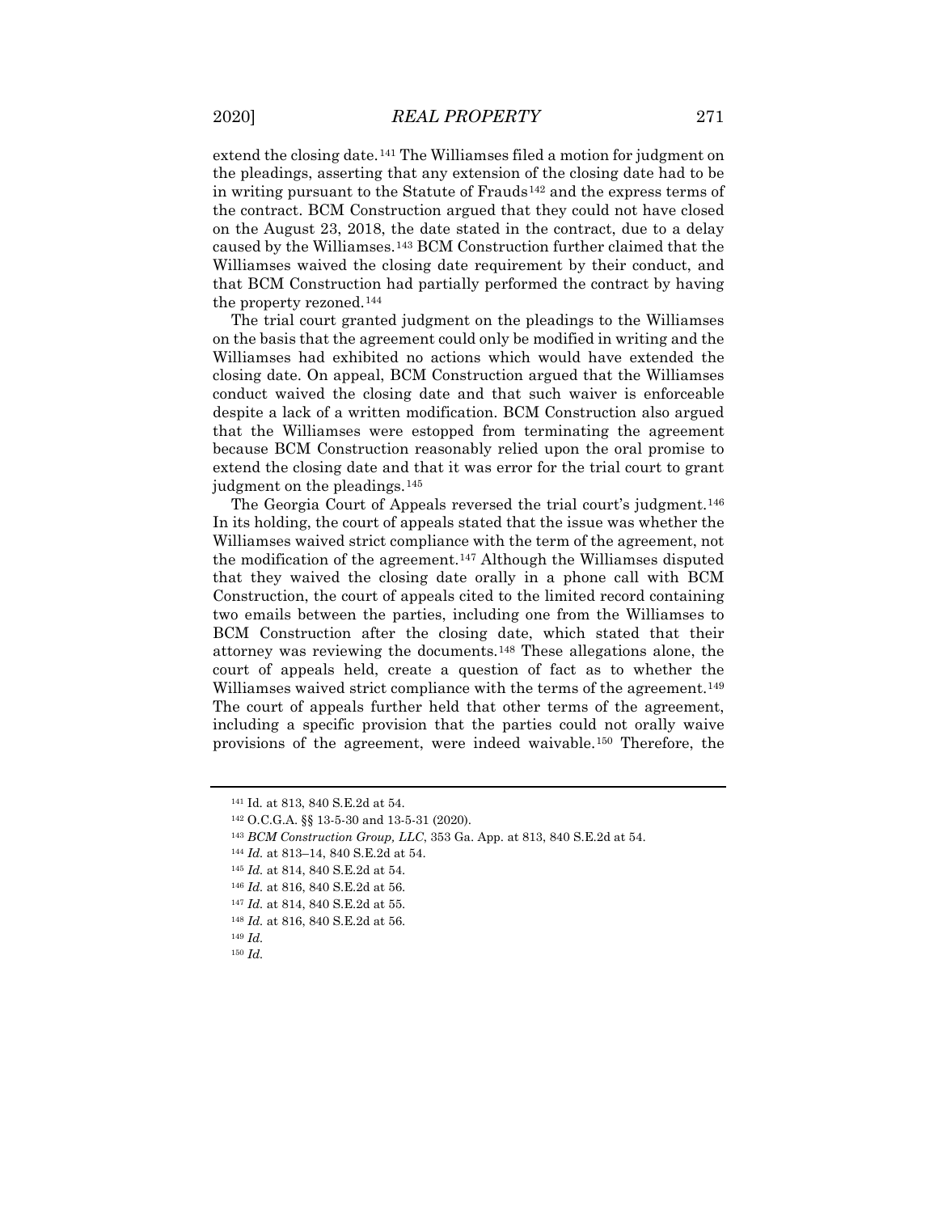extend the closing date.[141] The Williamses filed a motion for judgment on the pleadings, asserting that any extension of the closing date had to be in writing pursuant to the Statute of Frauds[142] and the express terms of the contract. BCM Construction argued that they could not have closed on the August 23, 2018, the date stated in the contract, due to a delay caused by the Williamses.[143] BCM Construction further claimed that the Williamses waived the closing date requirement by their conduct, and that BCM Construction had partially performed the contract by having the property rezoned.[144]

The trial court granted judgment on the pleadings to the Williamses on the basis that the agreement could only be modified in writing and the Williamses had exhibited no actions which would have extended the closing date. On appeal, BCM Construction argued that the Williamses conduct waived the closing date and that such waiver is enforceable despite a lack of a written modification. BCM Construction also argued that the Williamses were estopped from terminating the agreement because BCM Construction reasonably relied upon the oral promise to extend the closing date and that it was error for the trial court to grant judgment on the pleadings.[145]

The Georgia Court of Appeals reversed the trial court's judgment.[146] In its holding, the court of appeals stated that the issue was whether the Williamses waived strict compliance with the term of the agreement, not the modification of the agreement.[147] Although the Williamses disputed that they waived the closing date orally in a phone call with BCM Construction, the court of appeals cited to the limited record containing two emails between the parties, including one from the Williamses to BCM Construction after the closing date, which stated that their attorney was reviewing the documents.[148] These allegations alone, the court of appeals held, create a question of fact as to whether the Williamses waived strict compliance with the terms of the agreement.[149] The court of appeals further held that other terms of the agreement, including a specific provision that the parties could not orally waive provisions of the agreement, were indeed waivable.[150] Therefore, the

---

[141] Id. at 813, 840 S.E.2d at 54.

[142] O.C.G.A. §§ 13-5-30 and 13-5-31 (2020).

[143] *BCM Construction Group, LLC*, 353 Ga. App. at 813, 840 S.E.2d at 54.

[144] *Id.* at 813–14, 840 S.E.2d at 54.

[145] *Id.* at 814, 840 S.E.2d at 54.

[146] *Id.* at 816, 840 S.E.2d at 56.

[147] *Id.* at 814, 840 S.E.2d at 55.

[148] *Id.* at 816, 840 S.E.2d at 56.

[149] *Id.*

[150] *Id.*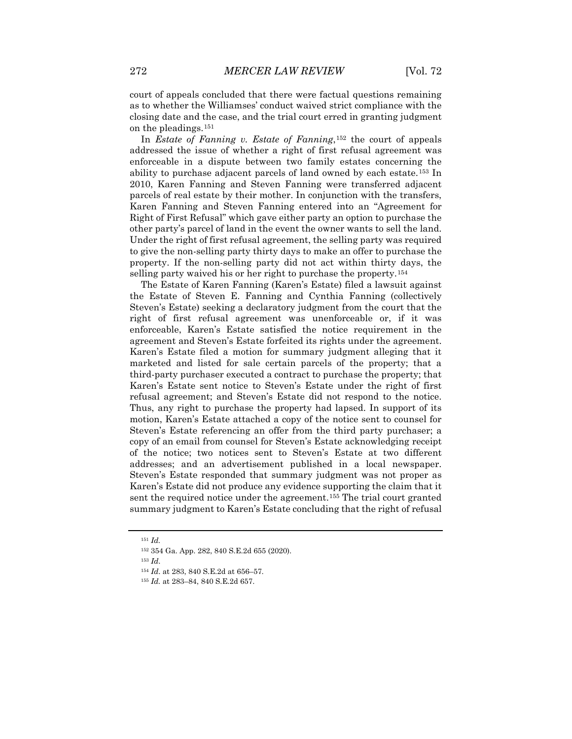court of appeals concluded that there were factual questions remaining as to whether the Williamses' conduct waived strict compliance with the closing date and the case, and the trial court erred in granting judgment on the pleadings.[151]

In *Estate of Fanning v. Estate of Fanning*,[152] the court of appeals addressed the issue of whether a right of first refusal agreement was enforceable in a dispute between two family estates concerning the ability to purchase adjacent parcels of land owned by each estate.[153] In 2010, Karen Fanning and Steven Fanning were transferred adjacent parcels of real estate by their mother. In conjunction with the transfers, Karen Fanning and Steven Fanning entered into an "Agreement for Right of First Refusal" which gave either party an option to purchase the other party's parcel of land in the event the owner wants to sell the land. Under the right of first refusal agreement, the selling party was required to give the non-selling party thirty days to make an offer to purchase the property. If the non-selling party did not act within thirty days, the selling party waived his or her right to purchase the property.[154]

The Estate of Karen Fanning (Karen's Estate) filed a lawsuit against the Estate of Steven E. Fanning and Cynthia Fanning (collectively Steven's Estate) seeking a declaratory judgment from the court that the right of first refusal agreement was unenforceable or, if it was enforceable, Karen's Estate satisfied the notice requirement in the agreement and Steven's Estate forfeited its rights under the agreement. Karen's Estate filed a motion for summary judgment alleging that it marketed and listed for sale certain parcels of the property; that a third-party purchaser executed a contract to purchase the property; that Karen's Estate sent notice to Steven's Estate under the right of first refusal agreement; and Steven's Estate did not respond to the notice. Thus, any right to purchase the property had lapsed. In support of its motion, Karen's Estate attached a copy of the notice sent to counsel for Steven's Estate referencing an offer from the third party purchaser; a copy of an email from counsel for Steven's Estate acknowledging receipt of the notice; two notices sent to Steven's Estate at two different addresses; and an advertisement published in a local newspaper. Steven's Estate responded that summary judgment was not proper as Karen's Estate did not produce any evidence supporting the claim that it sent the required notice under the agreement.[155] The trial court granted summary judgment to Karen's Estate concluding that the right of refusal

---

[151] *Id.*

[152] 354 Ga. App. 282, 840 S.E.2d 655 (2020).

[153] *Id.*

[154] *Id.* at 283, 840 S.E.2d at 656–57.

[155] *Id.* at 283–84, 840 S.E.2d 657.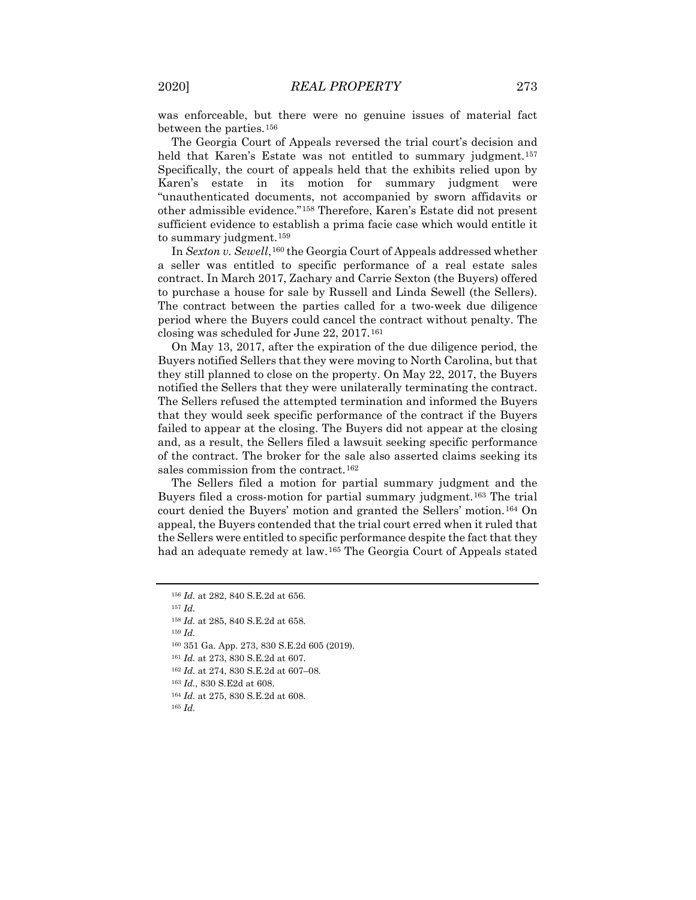was enforceable, but there were no genuine issues of material fact between the parties.[156]

The Georgia Court of Appeals reversed the trial court's decision and held that Karen's Estate was not entitled to summary judgment.[157] Specifically, the court of appeals held that the exhibits relied upon by Karen's estate in its motion for summary judgment were "unauthenticated documents, not accompanied by sworn affidavits or other admissible evidence."[158] Therefore, Karen's Estate did not present sufficient evidence to establish a prima facie case which would entitle it to summary judgment.[159]

In *Sexton v. Sewell*,[160] the Georgia Court of Appeals addressed whether a seller was entitled to specific performance of a real estate sales contract. In March 2017, Zachary and Carrie Sexton (the Buyers) offered to purchase a house for sale by Russell and Linda Sewell (the Sellers). The contract between the parties called for a two-week due diligence period where the Buyers could cancel the contract without penalty. The closing was scheduled for June 22, 2017.[161]

On May 13, 2017, after the expiration of the due diligence period, the Buyers notified Sellers that they were moving to North Carolina, but that they still planned to close on the property. On May 22, 2017, the Buyers notified the Sellers that they were unilaterally terminating the contract. The Sellers refused the attempted termination and informed the Buyers that they would seek specific performance of the contract if the Buyers failed to appear at the closing. The Buyers did not appear at the closing and, as a result, the Sellers filed a lawsuit seeking specific performance of the contract. The broker for the sale also asserted claims seeking its sales commission from the contract.[162]

The Sellers filed a motion for partial summary judgment and the Buyers filed a cross-motion for partial summary judgment.[163] The trial court denied the Buyers' motion and granted the Sellers' motion.[164] On appeal, the Buyers contended that the trial court erred when it ruled that the Sellers were entitled to specific performance despite the fact that they had an adequate remedy at law.[165] The Georgia Court of Appeals stated

---

[156] *Id.* at 282, 840 S.E.2d at 656.

[157] *Id.*

[158] *Id.* at 285, 840 S.E.2d at 658.

[159] *Id.*

[160] 351 Ga. App. 273, 830 S.E.2d 605 (2019).

[161] *Id.* at 273, 830 S.E.2d at 607.

[162] *Id.* at 274, 830 S.E.2d at 607–08.

[163] *Id.*, 830 S.E2d at 608.

[164] *Id.* at 275, 830 S.E.2d at 608.

[165] *Id.*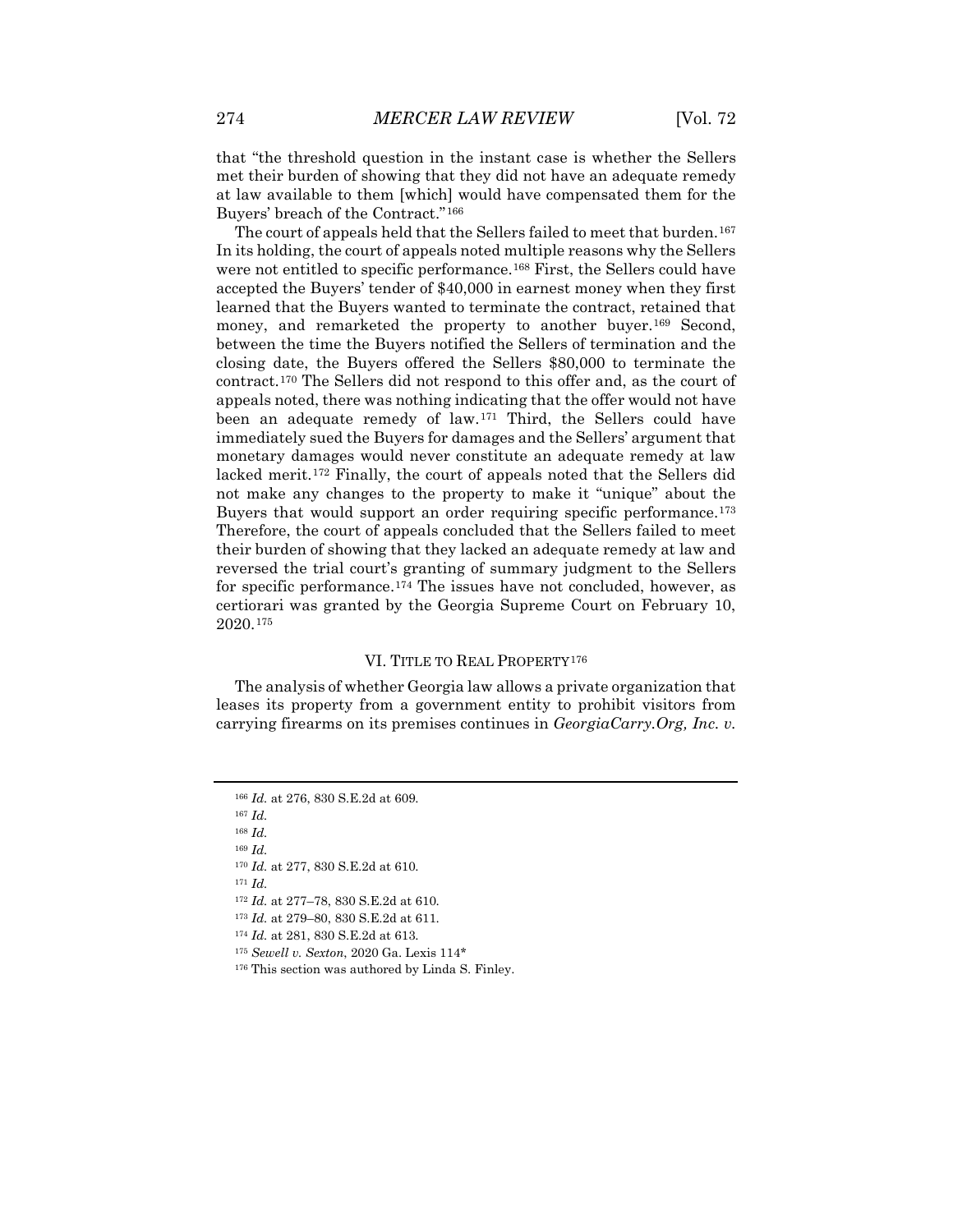that "the threshold question in the instant case is whether the Sellers met their burden of showing that they did not have an adequate remedy at law available to them [which] would have compensated them for the Buyers' breach of the Contract."[166]

The court of appeals held that the Sellers failed to meet that burden.[167] In its holding, the court of appeals noted multiple reasons why the Sellers were not entitled to specific performance.[168] First, the Sellers could have accepted the Buyers' tender of $40,000 in earnest money when they first learned that the Buyers wanted to terminate the contract, retained that money, and remarketed the property to another buyer.[169] Second, between the time the Buyers notified the Sellers of termination and the closing date, the Buyers offered the Sellers $80,000 to terminate the contract.[170] The Sellers did not respond to this offer and, as the court of appeals noted, there was nothing indicating that the offer would not have been an adequate remedy of law.[171] Third, the Sellers could have immediately sued the Buyers for damages and the Sellers' argument that monetary damages would never constitute an adequate remedy at law lacked merit.[172] Finally, the court of appeals noted that the Sellers did not make any changes to the property to make it "unique" about the Buyers that would support an order requiring specific performance.[173] Therefore, the court of appeals concluded that the Sellers failed to meet their burden of showing that they lacked an adequate remedy at law and reversed the trial court's granting of summary judgment to the Sellers for specific performance.[174] The issues have not concluded, however, as certiorari was granted by the Georgia Supreme Court on February 10, 2020.[175]

## VI. Title to Real Property[176]

The analysis of whether Georgia law allows a private organization that leases its property from a government entity to prohibit visitors from carrying firearms on its premises continues in *GeorgiaCarry.Org, Inc. v.*

---

[166] *Id.* at 276, 830 S.E.2d at 609.

[167] *Id.*

[168] *Id.*

[169] *Id.*

[170] *Id.* at 277, 830 S.E.2d at 610.

[171] *Id.*

[172] *Id.* at 277–78, 830 S.E.2d at 610.

[173] *Id.* at 279–80, 830 S.E.2d at 611.

[174] *Id.* at 281, 830 S.E.2d at 613.

[175] *Sewell v. Sexton*, 2020 Ga. Lexis 114*

[176] This section was authored by Linda S. Finley.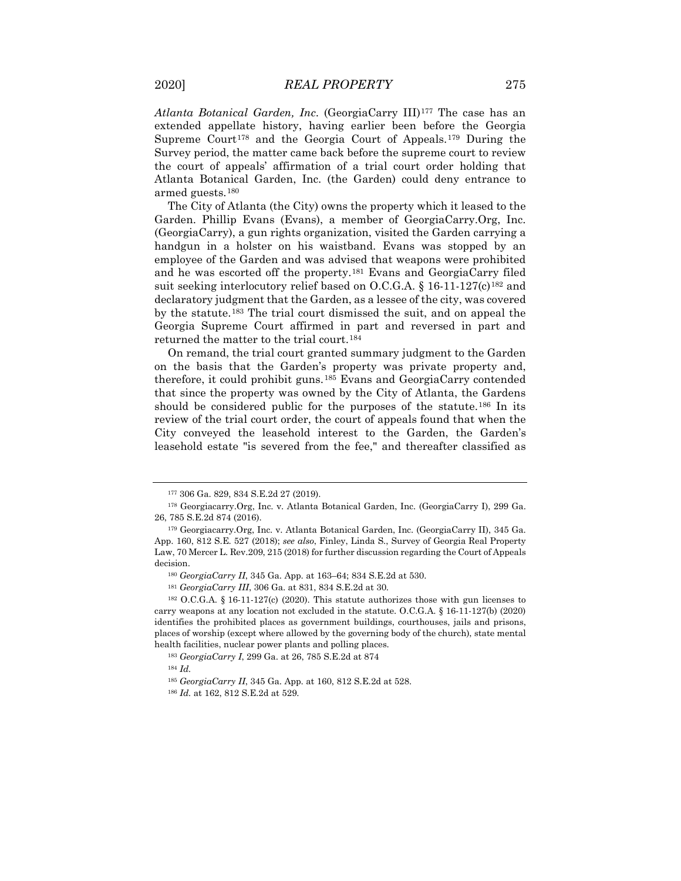*Atlanta Botanical Garden, Inc.* (GeorgiaCarry III)[177] The case has an extended appellate history, having earlier been before the Georgia Supreme Court[178] and the Georgia Court of Appeals.[179] During the Survey period, the matter came back before the supreme court to review the court of appeals' affirmation of a trial court order holding that Atlanta Botanical Garden, Inc. (the Garden) could deny entrance to armed guests.[180]

The City of Atlanta (the City) owns the property which it leased to the Garden. Phillip Evans (Evans), a member of GeorgiaCarry.Org, Inc. (GeorgiaCarry), a gun rights organization, visited the Garden carrying a handgun in a holster on his waistband. Evans was stopped by an employee of the Garden and was advised that weapons were prohibited and he was escorted off the property.[181] Evans and GeorgiaCarry filed suit seeking interlocutory relief based on O.C.G.A. § 16-11-127(c)[182] and declaratory judgment that the Garden, as a lessee of the city, was covered by the statute.[183] The trial court dismissed the suit, and on appeal the Georgia Supreme Court affirmed in part and reversed in part and returned the matter to the trial court.[184]

On remand, the trial court granted summary judgment to the Garden on the basis that the Garden's property was private property and, therefore, it could prohibit guns.[185] Evans and GeorgiaCarry contended that since the property was owned by the City of Atlanta, the Gardens should be considered public for the purposes of the statute.[186] In its review of the trial court order, the court of appeals found that when the City conveyed the leasehold interest to the Garden, the Garden's leasehold estate "is severed from the fee," and thereafter classified as

---

[177] 306 Ga. 829, 834 S.E.2d 27 (2019).

[178] Georgiacarry.Org, Inc. v. Atlanta Botanical Garden, Inc. (GeorgiaCarry I), 299 Ga. 26, 785 S.E.2d 874 (2016).

[179] Georgiacarry.Org, Inc. v. Atlanta Botanical Garden, Inc. (GeorgiaCarry II), 345 Ga. App. 160, 812 S.E. 527 (2018); *see also*, Finley, Linda S., Survey of Georgia Real Property Law, 70 Mercer L. Rev.209, 215 (2018) for further discussion regarding the Court of Appeals decision.

[180] *GeorgiaCarry II*, 345 Ga. App. at 163–64; 834 S.E.2d at 530.

[181] *GeorgiaCarry III*, 306 Ga. at 831, 834 S.E.2d at 30.

[182] O.C.G.A. § 16-11-127(c) (2020). This statute authorizes those with gun licenses to carry weapons at any location not excluded in the statute. O.C.G.A. § 16-11-127(b) (2020) identifies the prohibited places as government buildings, courthouses, jails and prisons, places of worship (except where allowed by the governing body of the church), state mental health facilities, nuclear power plants and polling places.

[183] *GeorgiaCarry I*, 299 Ga. at 26, 785 S.E.2d at 874

[184] *Id.*

[185] *GeorgiaCarry II*, 345 Ga. App. at 160, 812 S.E.2d at 528.

[186] *Id.* at 162, 812 S.E.2d at 529.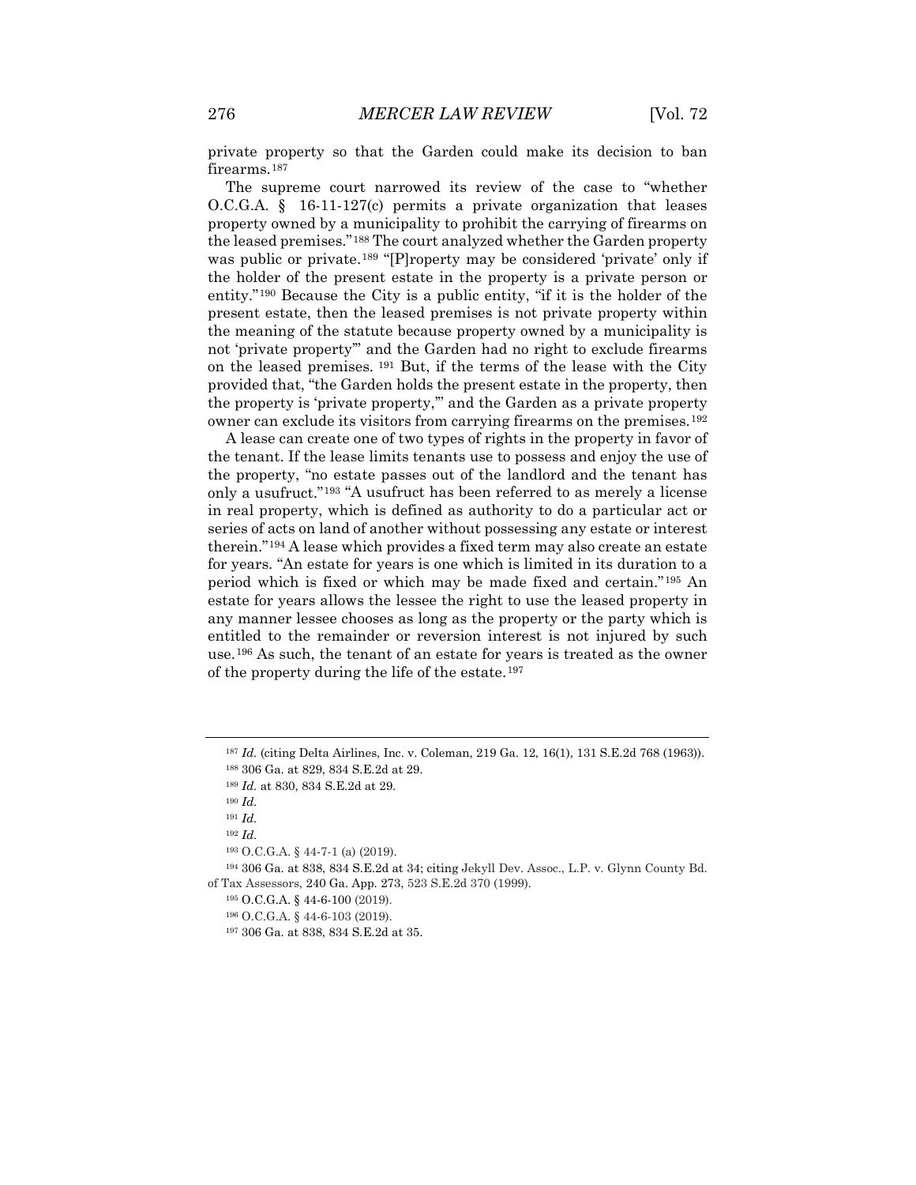private property so that the Garden could make its decision to ban firearms.[187]

The supreme court narrowed its review of the case to "whether O.C.G.A. § 16-11-127(c) permits a private organization that leases property owned by a municipality to prohibit the carrying of firearms on the leased premises."[188] The court analyzed whether the Garden property was public or private.[189] "[P]roperty may be considered 'private' only if the holder of the present estate in the property is a private person or entity."[190] Because the City is a public entity, "if it is the holder of the present estate, then the leased premises is not private property within the meaning of the statute because property owned by a municipality is not 'private property'" and the Garden had no right to exclude firearms on the leased premises.[191] But, if the terms of the lease with the City provided that, "the Garden holds the present estate in the property, then the property is 'private property,'" and the Garden as a private property owner can exclude its visitors from carrying firearms on the premises.[192]

A lease can create one of two types of rights in the property in favor of the tenant. If the lease limits tenants use to possess and enjoy the use of the property, "no estate passes out of the landlord and the tenant has only a usufruct."[193] "A usufruct has been referred to as merely a license in real property, which is defined as authority to do a particular act or series of acts on land of another without possessing any estate or interest therein."[194] A lease which provides a fixed term may also create an estate for years. "An estate for years is one which is limited in its duration to a period which is fixed or which may be made fixed and certain."[195] An estate for years allows the lessee the right to use the leased property in any manner lessee chooses as long as the property or the party which is entitled to the remainder or reversion interest is not injured by such use.[196] As such, the tenant of an estate for years is treated as the owner of the property during the life of the estate.[197]

---

[187] *Id.* (citing Delta Airlines, Inc. v. Coleman, 219 Ga. 12, 16(1), 131 S.E.2d 768 (1963)).

[188] 306 Ga. at 829, 834 S.E.2d at 29.

[189] *Id.* at 830, 834 S.E.2d at 29.

[190] *Id.*

[191] *Id.*

[192] *Id.*

[193] O.C.G.A. § 44-7-1 (a) (2019).

[194] 306 Ga. at 838, 834 S.E.2d at 34; citing Jekyll Dev. Assoc., L.P. v. Glynn County Bd. of Tax Assessors, 240 Ga. App. 273, 523 S.E.2d 370 (1999).

[195] O.C.G.A. § 44-6-100 (2019).

[196] O.C.G.A. § 44-6-103 (2019).

[197] 306 Ga. at 838, 834 S.E.2d at 35.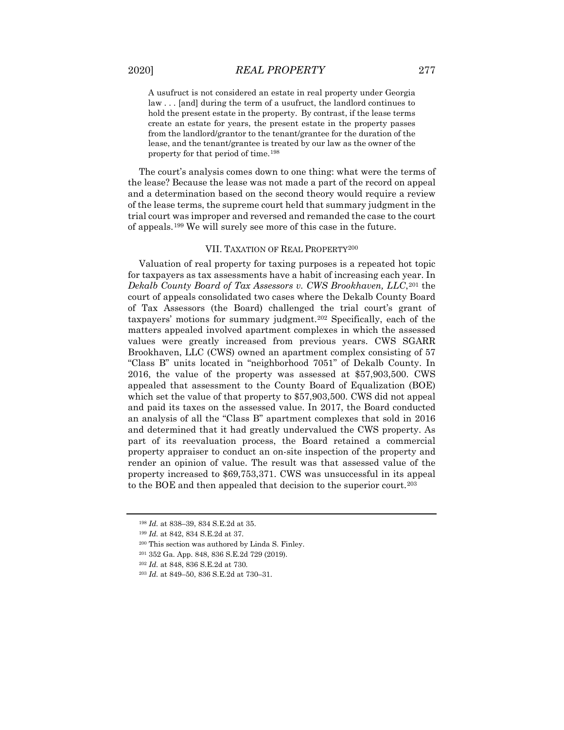> A usufruct is not considered an estate in real property under Georgia law . . . [and] during the term of a usufruct, the landlord continues to hold the present estate in the property. By contrast, if the lease terms create an estate for years, the present estate in the property passes from the landlord/grantor to the tenant/grantee for the duration of the lease, and the tenant/grantee is treated by our law as the owner of the property for that period of time.[198]

The court's analysis comes down to one thing: what were the terms of the lease? Because the lease was not made a part of the record on appeal and a determination based on the second theory would require a review of the lease terms, the supreme court held that summary judgment in the trial court was improper and reversed and remanded the case to the court of appeals.[199] We will surely see more of this case in the future.

## VII. TAXATION OF REAL PROPERTY[200]

Valuation of real property for taxing purposes is a repeated hot topic for taxpayers as tax assessments have a habit of increasing each year. In *Dekalb County Board of Tax Assessors v. CWS Brookhaven, LLC*,[201] the court of appeals consolidated two cases where the Dekalb County Board of Tax Assessors (the Board) challenged the trial court's grant of taxpayers' motions for summary judgment.[202] Specifically, each of the matters appealed involved apartment complexes in which the assessed values were greatly increased from previous years. CWS SGARR Brookhaven, LLC (CWS) owned an apartment complex consisting of 57 "Class B" units located in "neighborhood 7051" of Dekalb County. In 2016, the value of the property was assessed at $57,903,500. CWS appealed that assessment to the County Board of Equalization (BOE) which set the value of that property to $57,903,500. CWS did not appeal and paid its taxes on the assessed value. In 2017, the Board conducted an analysis of all the "Class B" apartment complexes that sold in 2016 and determined that it had greatly undervalued the CWS property. As part of its reevaluation process, the Board retained a commercial property appraiser to conduct an on-site inspection of the property and render an opinion of value. The result was that assessed value of the property increased to $69,753,371. CWS was unsuccessful in its appeal to the BOE and then appealed that decision to the superior court.[203]

---

[198] *Id.* at 838–39, 834 S.E.2d at 35.

[199] *Id.* at 842, 834 S.E.2d at 37.

[200] This section was authored by Linda S. Finley.

[201] 352 Ga. App. 848, 836 S.E.2d 729 (2019).

[202] *Id.* at 848, 836 S.E.2d at 730.

[203] *Id.* at 849–50, 836 S.E.2d at 730–31.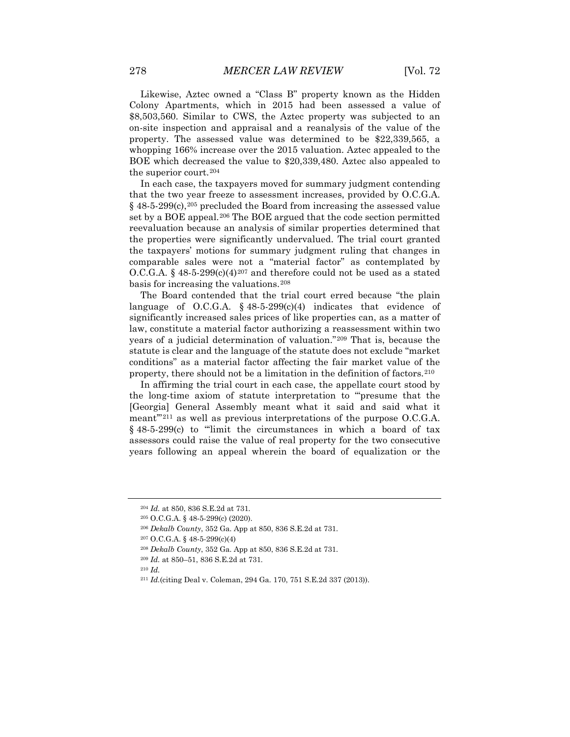Likewise, Aztec owned a "Class B" property known as the Hidden Colony Apartments, which in 2015 had been assessed a value of $8,503,560. Similar to CWS, the Aztec property was subjected to an on-site inspection and appraisal and a reanalysis of the value of the property. The assessed value was determined to be $22,339,565, a whopping 166% increase over the 2015 valuation. Aztec appealed to the BOE which decreased the value to $20,339,480. Aztec also appealed to the superior court.[204]

In each case, the taxpayers moved for summary judgment contending that the two year freeze to assessment increases, provided by O.C.G.A. § 48-5-299(c),[205] precluded the Board from increasing the assessed value set by a BOE appeal.[206] The BOE argued that the code section permitted reevaluation because an analysis of similar properties determined that the properties were significantly undervalued. The trial court granted the taxpayers' motions for summary judgment ruling that changes in comparable sales were not a "material factor" as contemplated by O.C.G.A. § 48-5-299(c)(4)[207] and therefore could not be used as a stated basis for increasing the valuations.[208]

The Board contended that the trial court erred because "the plain language of O.C.G.A. § 48-5-299(c)(4) indicates that evidence of significantly increased sales prices of like properties can, as a matter of law, constitute a material factor authorizing a reassessment within two years of a judicial determination of valuation."[209] That is, because the statute is clear and the language of the statute does not exclude "market conditions" as a material factor affecting the fair market value of the property, there should not be a limitation in the definition of factors.[210]

In affirming the trial court in each case, the appellate court stood by the long-time axiom of statute interpretation to "'presume that the [Georgia] General Assembly meant what it said and said what it meant'"[211] as well as previous interpretations of the purpose O.C.G.A. § 48-5-299(c) to "'limit the circumstances in which a board of tax assessors could raise the value of real property for the two consecutive years following an appeal wherein the board of equalization or the

---

[204] *Id.* at 850, 836 S.E.2d at 731.

[205] O.C.G.A. § 48-5-299(c) (2020).

[206] *Dekalb County*, 352 Ga. App at 850, 836 S.E.2d at 731.

[207] O.C.G.A. § 48-5-299(c)(4)

[208] *Dekalb County*, 352 Ga. App at 850, 836 S.E.2d at 731.

[209] *Id.* at 850–51, 836 S.E.2d at 731.

[210] *Id.*

[211] *Id.*(citing Deal v. Coleman, 294 Ga. 170, 751 S.E.2d 337 (2013)).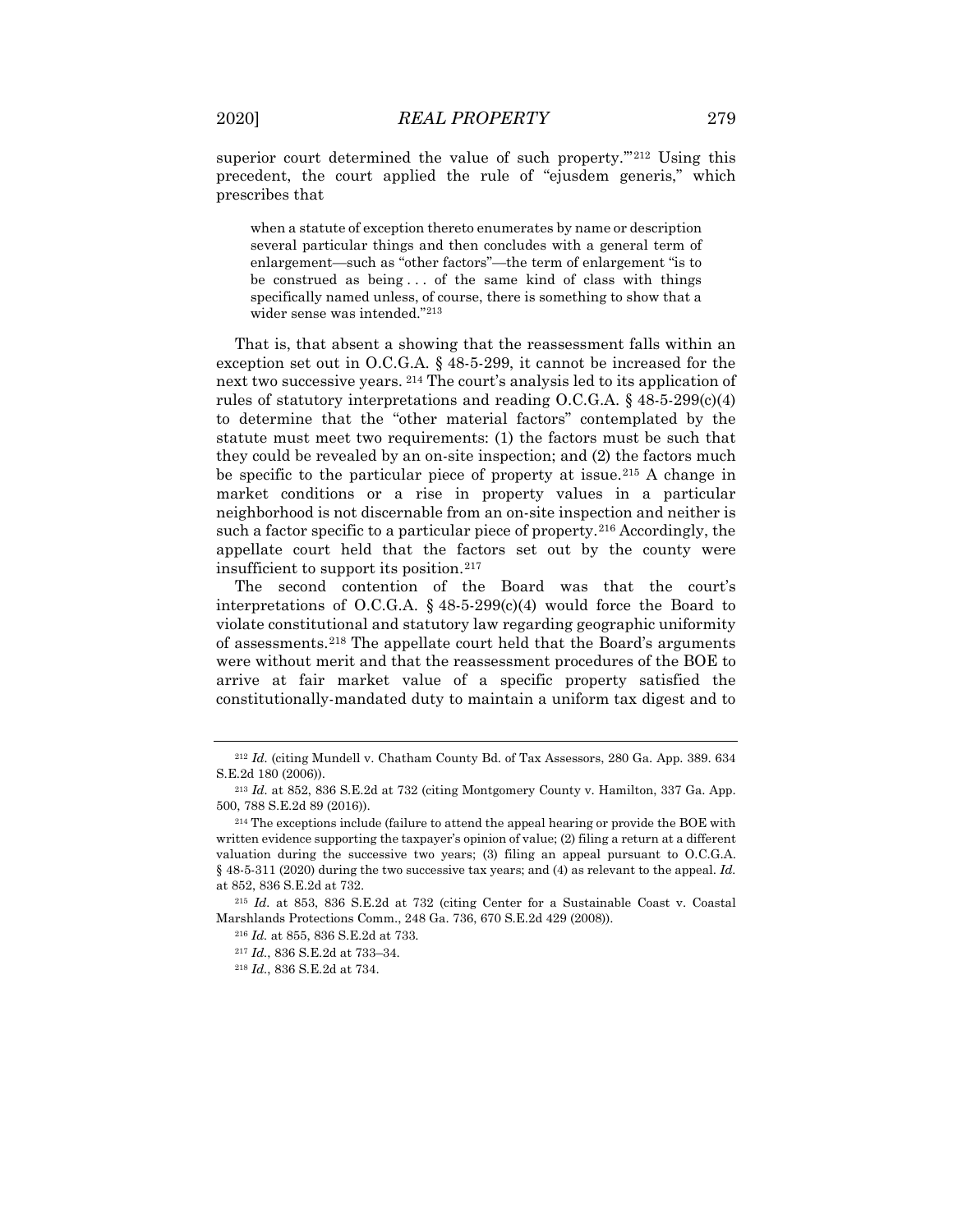superior court determined the value of such property.'"[212] Using this precedent, the court applied the rule of "ejusdem generis," which prescribes that

> when a statute of exception thereto enumerates by name or description several particular things and then concludes with a general term of enlargement—such as "other factors"—the term of enlargement "is to be construed as being . . . of the same kind of class with things specifically named unless, of course, there is something to show that a wider sense was intended."[213]

That is, that absent a showing that the reassessment falls within an exception set out in O.C.G.A. § 48-5-299, it cannot be increased for the next two successive years. [214] The court's analysis led to its application of rules of statutory interpretations and reading O.C.G.A. § 48-5-299(c)(4) to determine that the "other material factors" contemplated by the statute must meet two requirements: (1) the factors must be such that they could be revealed by an on-site inspection; and (2) the factors much be specific to the particular piece of property at issue.[215] A change in market conditions or a rise in property values in a particular neighborhood is not discernable from an on-site inspection and neither is such a factor specific to a particular piece of property.[216] Accordingly, the appellate court held that the factors set out by the county were insufficient to support its position.[217]

The second contention of the Board was that the court's interpretations of O.C.G.A. § 48-5-299(c)(4) would force the Board to violate constitutional and statutory law regarding geographic uniformity of assessments.[218] The appellate court held that the Board's arguments were without merit and that the reassessment procedures of the BOE to arrive at fair market value of a specific property satisfied the constitutionally-mandated duty to maintain a uniform tax digest and to

---

[212] *Id.* (citing Mundell v. Chatham County Bd. of Tax Assessors, 280 Ga. App. 389. 634 S.E.2d 180 (2006)).

[213] *Id.* at 852, 836 S.E.2d at 732 (citing Montgomery County v. Hamilton, 337 Ga. App. 500, 788 S.E.2d 89 (2016)).

[214] The exceptions include (failure to attend the appeal hearing or provide the BOE with written evidence supporting the taxpayer's opinion of value; (2) filing a return at a different valuation during the successive two years; (3) filing an appeal pursuant to O.C.G.A. § 48-5-311 (2020) during the two successive tax years; and (4) as relevant to the appeal. *Id.* at 852, 836 S.E.2d at 732.

[215] *Id.* at 853, 836 S.E.2d at 732 (citing Center for a Sustainable Coast v. Coastal Marshlands Protections Comm., 248 Ga. 736, 670 S.E.2d 429 (2008)).

[216] *Id.* at 855, 836 S.E.2d at 733.

[217] *Id.*, 836 S.E.2d at 733–34.

[218] *Id.*, 836 S.E.2d at 734.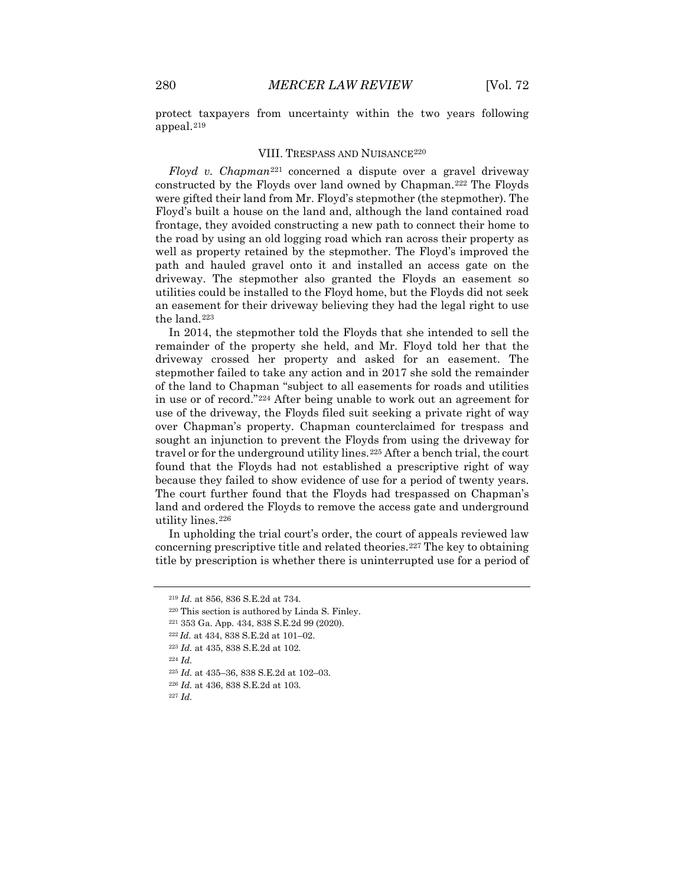protect taxpayers from uncertainty within the two years following appeal.[219]

## VIII. TRESPASS AND NUISANCE[220]

*Floyd v. Chapman*[221] concerned a dispute over a gravel driveway constructed by the Floyds over land owned by Chapman.[222] The Floyds were gifted their land from Mr. Floyd's stepmother (the stepmother). The Floyd's built a house on the land and, although the land contained road frontage, they avoided constructing a new path to connect their home to the road by using an old logging road which ran across their property as well as property retained by the stepmother. The Floyd's improved the path and hauled gravel onto it and installed an access gate on the driveway. The stepmother also granted the Floyds an easement so utilities could be installed to the Floyd home, but the Floyds did not seek an easement for their driveway believing they had the legal right to use the land.[223]

In 2014, the stepmother told the Floyds that she intended to sell the remainder of the property she held, and Mr. Floyd told her that the driveway crossed her property and asked for an easement. The stepmother failed to take any action and in 2017 she sold the remainder of the land to Chapman "subject to all easements for roads and utilities in use or of record."[224] After being unable to work out an agreement for use of the driveway, the Floyds filed suit seeking a private right of way over Chapman's property. Chapman counterclaimed for trespass and sought an injunction to prevent the Floyds from using the driveway for travel or for the underground utility lines.[225] After a bench trial, the court found that the Floyds had not established a prescriptive right of way because they failed to show evidence of use for a period of twenty years. The court further found that the Floyds had trespassed on Chapman's land and ordered the Floyds to remove the access gate and underground utility lines.[226]

In upholding the trial court's order, the court of appeals reviewed law concerning prescriptive title and related theories.[227] The key to obtaining title by prescription is whether there is uninterrupted use for a period of

---

[219] *Id.* at 856, 836 S.E.2d at 734.

[220] This section is authored by Linda S. Finley.

[221] 353 Ga. App. 434, 838 S.E.2d 99 (2020).

[222] *Id.* at 434, 838 S.E.2d at 101–02.

[223] *Id.* at 435, 838 S.E.2d at 102.

[224] *Id.*

[225] *Id.* at 435–36, 838 S.E.2d at 102–03.

[226] *Id.* at 436, 838 S.E.2d at 103.

[227] *Id.*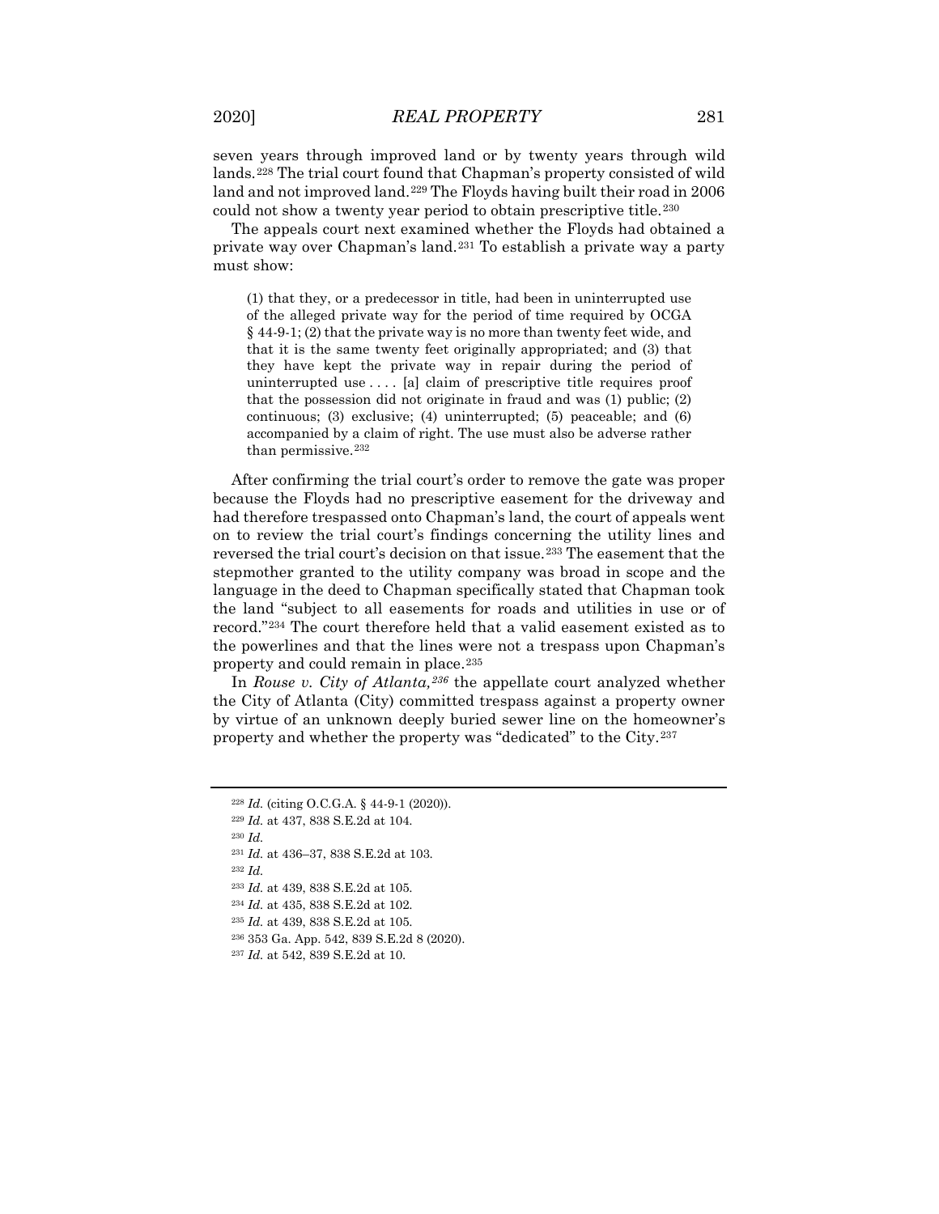seven years through improved land or by twenty years through wild lands.[228] The trial court found that Chapman's property consisted of wild land and not improved land.[229] The Floyds having built their road in 2006 could not show a twenty year period to obtain prescriptive title.[230]

The appeals court next examined whether the Floyds had obtained a private way over Chapman's land.[231] To establish a private way a party must show:

> (1) that they, or a predecessor in title, had been in uninterrupted use of the alleged private way for the period of time required by OCGA § 44-9-1; (2) that the private way is no more than twenty feet wide, and that it is the same twenty feet originally appropriated; and (3) that they have kept the private way in repair during the period of uninterrupted use . . . . [a] claim of prescriptive title requires proof that the possession did not originate in fraud and was (1) public; (2) continuous; (3) exclusive; (4) uninterrupted; (5) peaceable; and (6) accompanied by a claim of right. The use must also be adverse rather than permissive.[232]

After confirming the trial court's order to remove the gate was proper because the Floyds had no prescriptive easement for the driveway and had therefore trespassed onto Chapman's land, the court of appeals went on to review the trial court's findings concerning the utility lines and reversed the trial court's decision on that issue.[233] The easement that the stepmother granted to the utility company was broad in scope and the language in the deed to Chapman specifically stated that Chapman took the land "subject to all easements for roads and utilities in use or of record."[234] The court therefore held that a valid easement existed as to the powerlines and that the lines were not a trespass upon Chapman's property and could remain in place.[235]

In *Rouse v. City of Atlanta,*[236] the appellate court analyzed whether the City of Atlanta (City) committed trespass against a property owner by virtue of an unknown deeply buried sewer line on the homeowner's property and whether the property was "dedicated" to the City.[237]

---

[228] *Id.* (citing O.C.G.A. § 44-9-1 (2020)).

[229] *Id.* at 437, 838 S.E.2d at 104.

[230] *Id.*

[231] *Id.* at 436–37, 838 S.E.2d at 103.

[232] *Id.*

[233] *Id.* at 439, 838 S.E.2d at 105.

[234] *Id.* at 435, 838 S.E.2d at 102.

[235] *Id.* at 439, 838 S.E.2d at 105.

[236] 353 Ga. App. 542, 839 S.E.2d 8 (2020).

[237] *Id.* at 542, 839 S.E.2d at 10.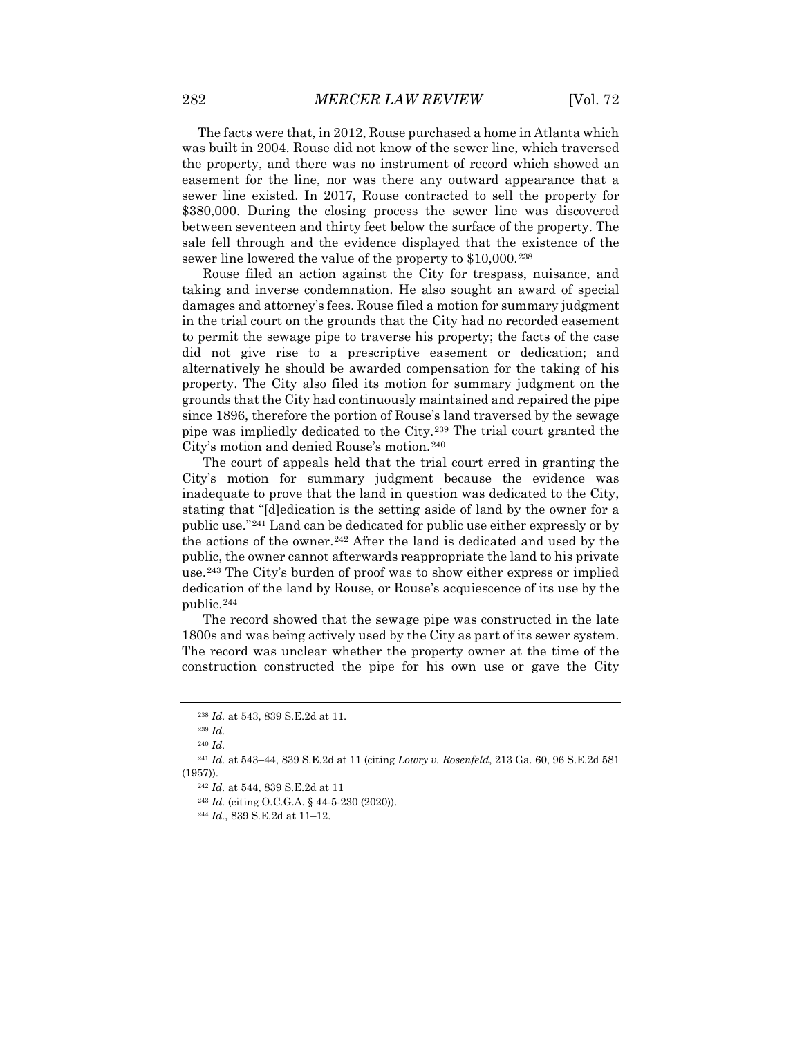The facts were that, in 2012, Rouse purchased a home in Atlanta which was built in 2004. Rouse did not know of the sewer line, which traversed the property, and there was no instrument of record which showed an easement for the line, nor was there any outward appearance that a sewer line existed. In 2017, Rouse contracted to sell the property for $380,000. During the closing process the sewer line was discovered between seventeen and thirty feet below the surface of the property. The sale fell through and the evidence displayed that the existence of the sewer line lowered the value of the property to $10,000.[238]

Rouse filed an action against the City for trespass, nuisance, and taking and inverse condemnation. He also sought an award of special damages and attorney's fees. Rouse filed a motion for summary judgment in the trial court on the grounds that the City had no recorded easement to permit the sewage pipe to traverse his property; the facts of the case did not give rise to a prescriptive easement or dedication; and alternatively he should be awarded compensation for the taking of his property. The City also filed its motion for summary judgment on the grounds that the City had continuously maintained and repaired the pipe since 1896, therefore the portion of Rouse's land traversed by the sewage pipe was impliedly dedicated to the City.[239] The trial court granted the City's motion and denied Rouse's motion.[240]

The court of appeals held that the trial court erred in granting the City's motion for summary judgment because the evidence was inadequate to prove that the land in question was dedicated to the City, stating that "[d]edication is the setting aside of land by the owner for a public use."[241] Land can be dedicated for public use either expressly or by the actions of the owner.[242] After the land is dedicated and used by the public, the owner cannot afterwards reappropriate the land to his private use.[243] The City's burden of proof was to show either express or implied dedication of the land by Rouse, or Rouse's acquiescence of its use by the public.[244]

The record showed that the sewage pipe was constructed in the late 1800s and was being actively used by the City as part of its sewer system. The record was unclear whether the property owner at the time of the construction constructed the pipe for his own use or gave the City

---

[238] *Id.* at 543, 839 S.E.2d at 11.

[239] *Id.*

[240] *Id.*

[241] *Id.* at 543–44, 839 S.E.2d at 11 (citing *Lowry v. Rosenfeld*, 213 Ga. 60, 96 S.E.2d 581 (1957)).

[242] *Id.* at 544, 839 S.E.2d at 11

[243] *Id.* (citing O.C.G.A. § 44-5-230 (2020)).

[244] *Id.*, 839 S.E.2d at 11–12.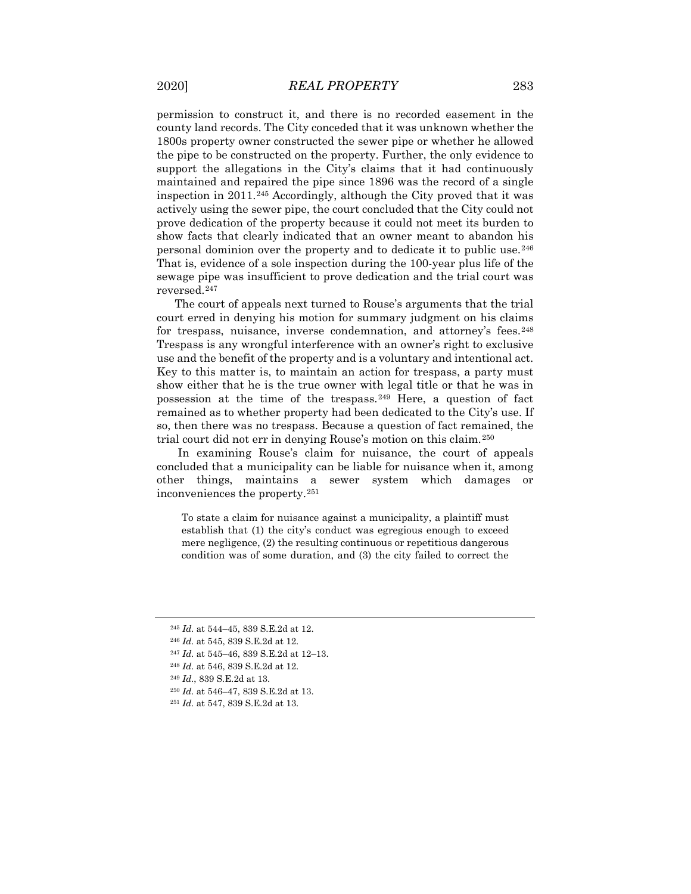permission to construct it, and there is no recorded easement in the county land records. The City conceded that it was unknown whether the 1800s property owner constructed the sewer pipe or whether he allowed the pipe to be constructed on the property. Further, the only evidence to support the allegations in the City's claims that it had continuously maintained and repaired the pipe since 1896 was the record of a single inspection in 2011.[245] Accordingly, although the City proved that it was actively using the sewer pipe, the court concluded that the City could not prove dedication of the property because it could not meet its burden to show facts that clearly indicated that an owner meant to abandon his personal dominion over the property and to dedicate it to public use.[246] That is, evidence of a sole inspection during the 100-year plus life of the sewage pipe was insufficient to prove dedication and the trial court was reversed.[247]

The court of appeals next turned to Rouse's arguments that the trial court erred in denying his motion for summary judgment on his claims for trespass, nuisance, inverse condemnation, and attorney's fees.[248] Trespass is any wrongful interference with an owner's right to exclusive use and the benefit of the property and is a voluntary and intentional act. Key to this matter is, to maintain an action for trespass, a party must show either that he is the true owner with legal title or that he was in possession at the time of the trespass.[249] Here, a question of fact remained as to whether property had been dedicated to the City's use. If so, then there was no trespass. Because a question of fact remained, the trial court did not err in denying Rouse's motion on this claim.[250]

In examining Rouse's claim for nuisance, the court of appeals concluded that a municipality can be liable for nuisance when it, among other things, maintains a sewer system which damages or inconveniences the property.[251]

> To state a claim for nuisance against a municipality, a plaintiff must establish that (1) the city's conduct was egregious enough to exceed mere negligence, (2) the resulting continuous or repetitious dangerous condition was of some duration, and (3) the city failed to correct the

---

[245] *Id.* at 544–45, 839 S.E.2d at 12.

[246] *Id.* at 545, 839 S.E.2d at 12.

[247] *Id.* at 545–46, 839 S.E.2d at 12–13.

[248] *Id.* at 546, 839 S.E.2d at 12.

[249] *Id.*, 839 S.E.2d at 13.

[250] *Id.* at 546–47, 839 S.E.2d at 13.

[251] *Id.* at 547, 839 S.E.2d at 13.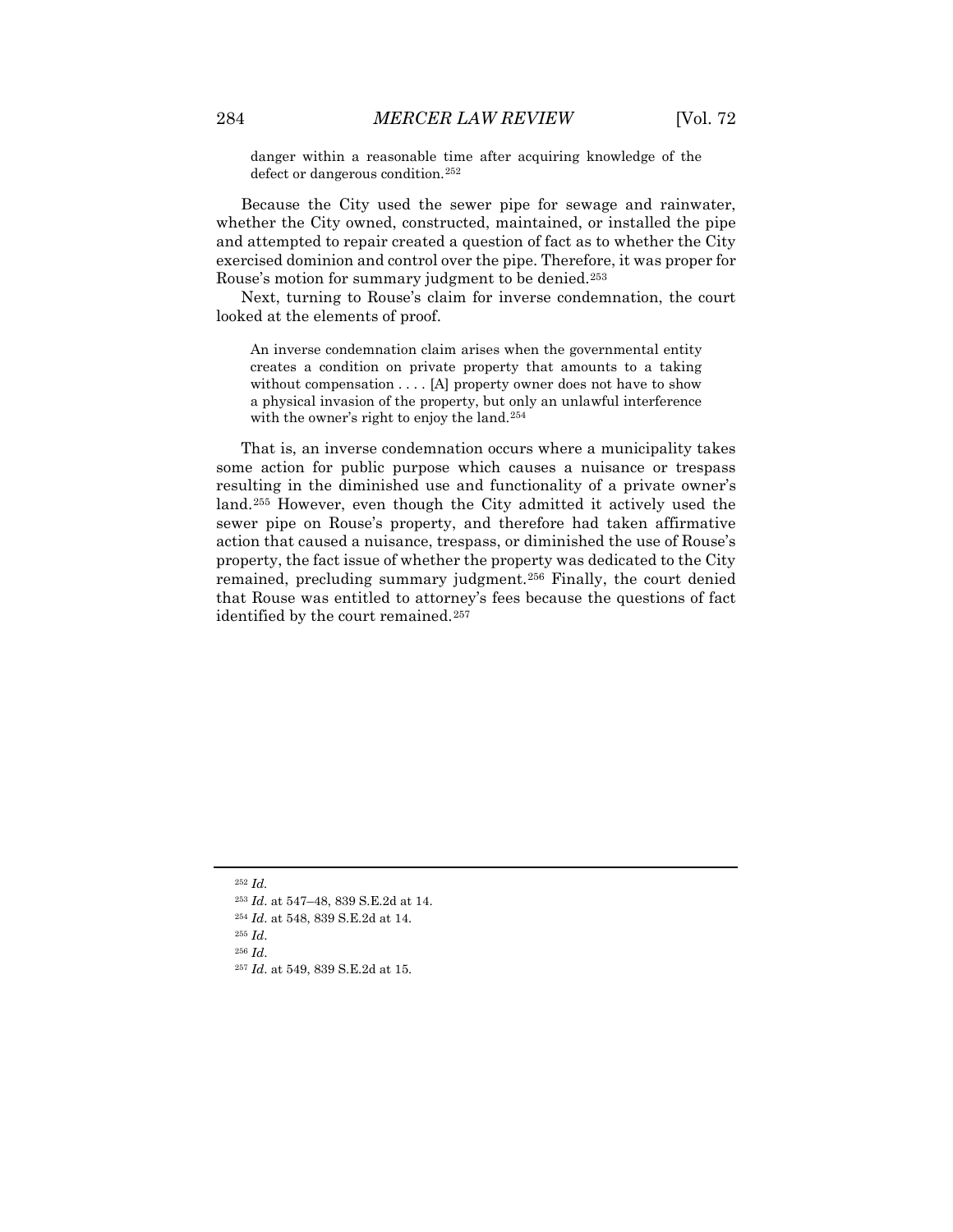> danger within a reasonable time after acquiring knowledge of the defect or dangerous condition.[252]

Because the City used the sewer pipe for sewage and rainwater, whether the City owned, constructed, maintained, or installed the pipe and attempted to repair created a question of fact as to whether the City exercised dominion and control over the pipe. Therefore, it was proper for Rouse's motion for summary judgment to be denied.[253]

Next, turning to Rouse's claim for inverse condemnation, the court looked at the elements of proof.

> An inverse condemnation claim arises when the governmental entity creates a condition on private property that amounts to a taking without compensation . . . . [A] property owner does not have to show a physical invasion of the property, but only an unlawful interference with the owner's right to enjoy the land.[254]

That is, an inverse condemnation occurs where a municipality takes some action for public purpose which causes a nuisance or trespass resulting in the diminished use and functionality of a private owner's land.[255] However, even though the City admitted it actively used the sewer pipe on Rouse's property, and therefore had taken affirmative action that caused a nuisance, trespass, or diminished the use of Rouse's property, the fact issue of whether the property was dedicated to the City remained, precluding summary judgment.[256] Finally, the court denied that Rouse was entitled to attorney's fees because the questions of fact identified by the court remained.[257]

---

[252] *Id.*

[253] *Id.* at 547–48, 839 S.E.2d at 14.

[254] *Id.* at 548, 839 S.E.2d at 14.

[255] *Id.*

[256] *Id.*

[257] *Id.* at 549, 839 S.E.2d at 15.